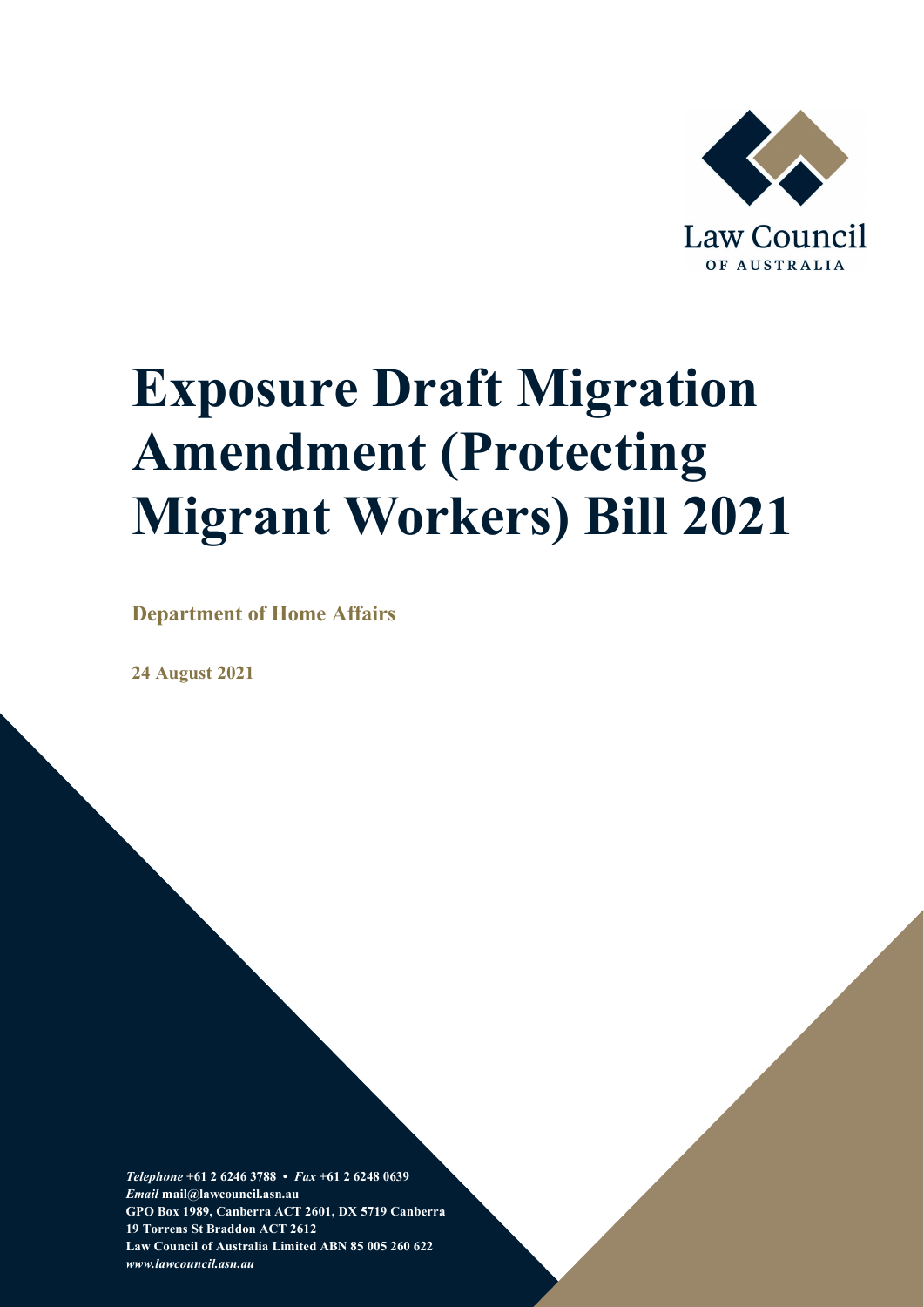Law Council

OF AUSTRALIA

# Exposure Draft Migration Amendment (Protecting Migrant Workers) Bill 2021

**Department of Home Affairs**

**24 August 2021**

***Telephone*** **+61 2 6246 3788 •** ***Fax*** **+61 2 6248 0639**
***Email*** **mail@lawcouncil.asn.au**
**GPO Box 1989, Canberra ACT 2601, DX 5719 Canberra**
**19 Torrens St Braddon ACT 2612**
**Law Council of Australia Limited ABN 85 005 260 622**
***www.lawcouncil.asn.au***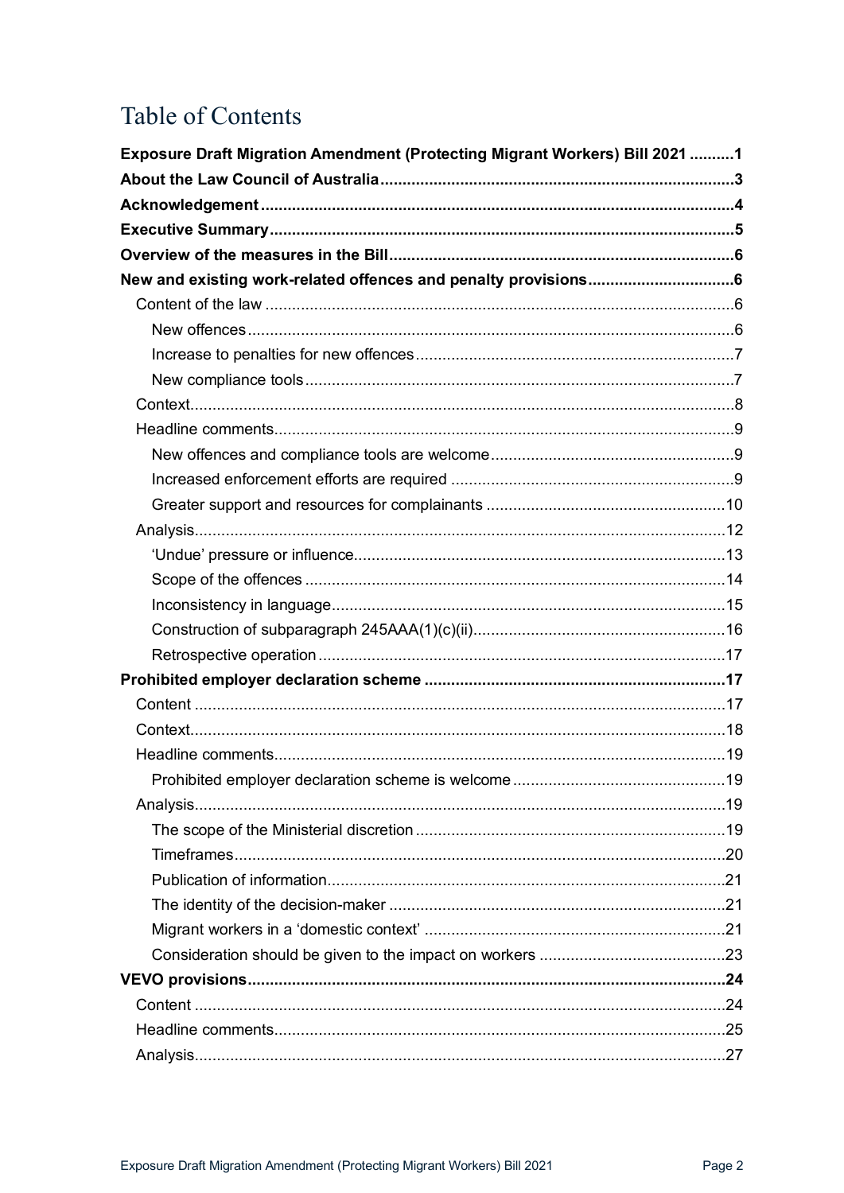# Table of Contents

**Exposure Draft Migration Amendment (Protecting Migrant Workers) Bill 2021 ..........1**

**About the Law Council of Australia ..........3**

**Acknowledgement ..........4**

**Executive Summary ..........5**

**Overview of the measures in the Bill ..........6**

**New and existing work-related offences and penalty provisions ..........6**

- Content of the law ..........6
  - New offences ..........6
  - Increase to penalties for new offences ..........7
  - New compliance tools ..........7
- Context ..........8
- Headline comments ..........9
  - New offences and compliance tools are welcome ..........9
  - Increased enforcement efforts are required ..........9
  - Greater support and resources for complainants ..........10
- Analysis ..........12
  - 'Undue' pressure or influence ..........13
  - Scope of the offences ..........14
  - Inconsistency in language ..........15
  - Construction of subparagraph 245AAA(1)(c)(ii) ..........16
  - Retrospective operation ..........17

**Prohibited employer declaration scheme ..........17**

- Content ..........17
- Context ..........18
- Headline comments ..........19
  - Prohibited employer declaration scheme is welcome ..........19
- Analysis ..........19
  - The scope of the Ministerial discretion ..........19
  - Timeframes ..........20
  - Publication of information ..........21
  - The identity of the decision-maker ..........21
  - Migrant workers in a 'domestic context' ..........21
  - Consideration should be given to the impact on workers ..........23

**VEVO provisions ..........24**

- Content ..........24
- Headline comments ..........25
- Analysis ..........27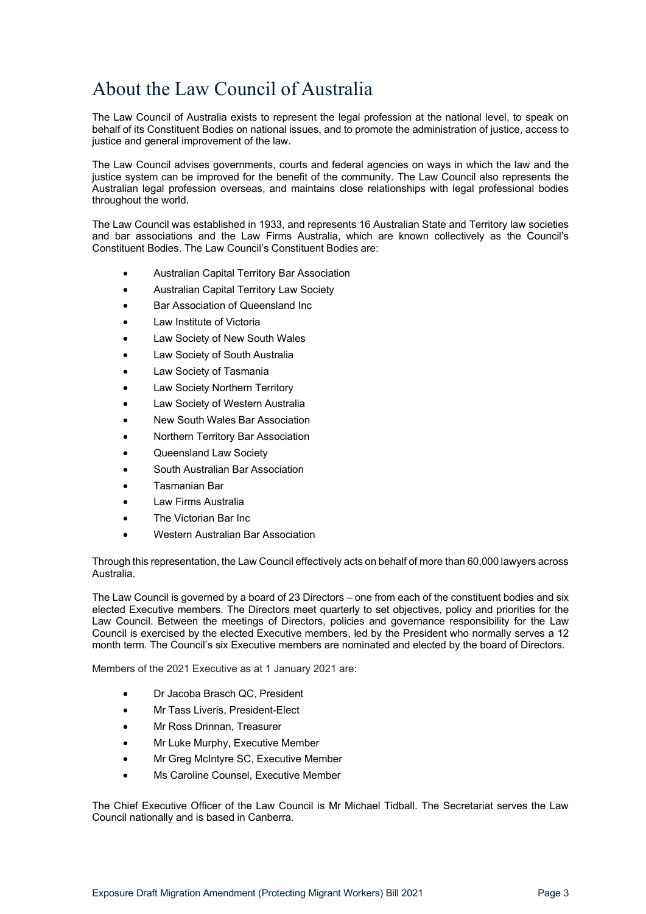# About the Law Council of Australia

The Law Council of Australia exists to represent the legal profession at the national level, to speak on behalf of its Constituent Bodies on national issues, and to promote the administration of justice, access to justice and general improvement of the law.

The Law Council advises governments, courts and federal agencies on ways in which the law and the justice system can be improved for the benefit of the community. The Law Council also represents the Australian legal profession overseas, and maintains close relationships with legal professional bodies throughout the world.

The Law Council was established in 1933, and represents 16 Australian State and Territory law societies and bar associations and the Law Firms Australia, which are known collectively as the Council's Constituent Bodies. The Law Council's Constituent Bodies are:

- Australian Capital Territory Bar Association
- Australian Capital Territory Law Society
- Bar Association of Queensland Inc
- Law Institute of Victoria
- Law Society of New South Wales
- Law Society of South Australia
- Law Society of Tasmania
- Law Society Northern Territory
- Law Society of Western Australia
- New South Wales Bar Association
- Northern Territory Bar Association
- Queensland Law Society
- South Australian Bar Association
- Tasmanian Bar
- Law Firms Australia
- The Victorian Bar Inc
- Western Australian Bar Association

Through this representation, the Law Council effectively acts on behalf of more than 60,000 lawyers across Australia.

The Law Council is governed by a board of 23 Directors – one from each of the constituent bodies and six elected Executive members. The Directors meet quarterly to set objectives, policy and priorities for the Law Council. Between the meetings of Directors, policies and governance responsibility for the Law Council is exercised by the elected Executive members, led by the President who normally serves a 12 month term. The Council's six Executive members are nominated and elected by the board of Directors.

Members of the 2021 Executive as at 1 January 2021 are:

- Dr Jacoba Brasch QC, President
- Mr Tass Liveris, President-Elect
- Mr Ross Drinnan, Treasurer
- Mr Luke Murphy, Executive Member
- Mr Greg McIntyre SC, Executive Member
- Ms Caroline Counsel, Executive Member

The Chief Executive Officer of the Law Council is Mr Michael Tidball. The Secretariat serves the Law Council nationally and is based in Canberra.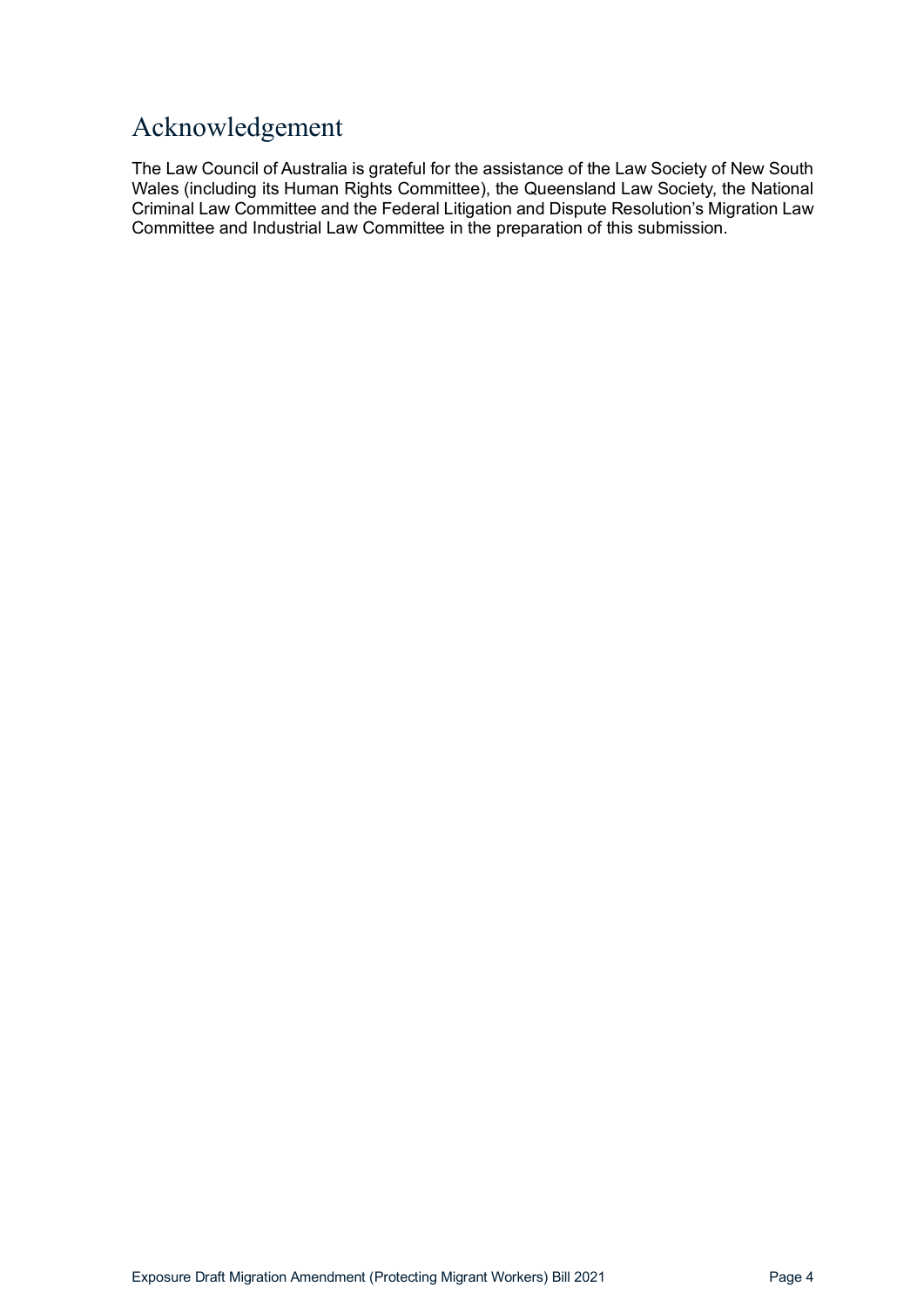# Acknowledgement

The Law Council of Australia is grateful for the assistance of the Law Society of New South Wales (including its Human Rights Committee), the Queensland Law Society, the National Criminal Law Committee and the Federal Litigation and Dispute Resolution's Migration Law Committee and Industrial Law Committee in the preparation of this submission.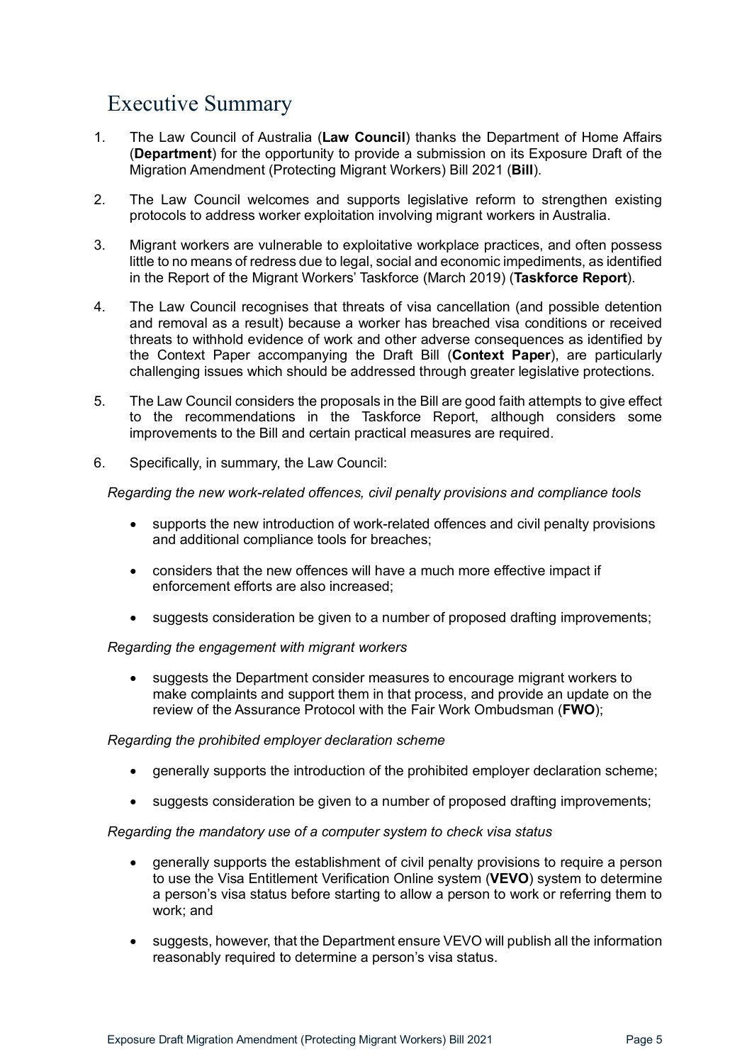# Executive Summary

1. The Law Council of Australia (**Law Council**) thanks the Department of Home Affairs (**Department**) for the opportunity to provide a submission on its Exposure Draft of the Migration Amendment (Protecting Migrant Workers) Bill 2021 (**Bill**).

2. The Law Council welcomes and supports legislative reform to strengthen existing protocols to address worker exploitation involving migrant workers in Australia.

3. Migrant workers are vulnerable to exploitative workplace practices, and often possess little to no means of redress due to legal, social and economic impediments, as identified in the Report of the Migrant Workers' Taskforce (March 2019) (**Taskforce Report**).

4. The Law Council recognises that threats of visa cancellation (and possible detention and removal as a result) because a worker has breached visa conditions or received threats to withhold evidence of work and other adverse consequences as identified by the Context Paper accompanying the Draft Bill (**Context Paper**), are particularly challenging issues which should be addressed through greater legislative protections.

5. The Law Council considers the proposals in the Bill are good faith attempts to give effect to the recommendations in the Taskforce Report, although considers some improvements to the Bill and certain practical measures are required.

6. Specifically, in summary, the Law Council:

*Regarding the new work-related offences, civil penalty provisions and compliance tools*

- supports the new introduction of work-related offences and civil penalty provisions and additional compliance tools for breaches;
- considers that the new offences will have a much more effective impact if enforcement efforts are also increased;
- suggests consideration be given to a number of proposed drafting improvements;

*Regarding the engagement with migrant workers*

- suggests the Department consider measures to encourage migrant workers to make complaints and support them in that process, and provide an update on the review of the Assurance Protocol with the Fair Work Ombudsman (**FWO**);

*Regarding the prohibited employer declaration scheme*

- generally supports the introduction of the prohibited employer declaration scheme;
- suggests consideration be given to a number of proposed drafting improvements;

*Regarding the mandatory use of a computer system to check visa status*

- generally supports the establishment of civil penalty provisions to require a person to use the Visa Entitlement Verification Online system (**VEVO**) system to determine a person's visa status before starting to allow a person to work or referring them to work; and
- suggests, however, that the Department ensure VEVO will publish all the information reasonably required to determine a person's visa status.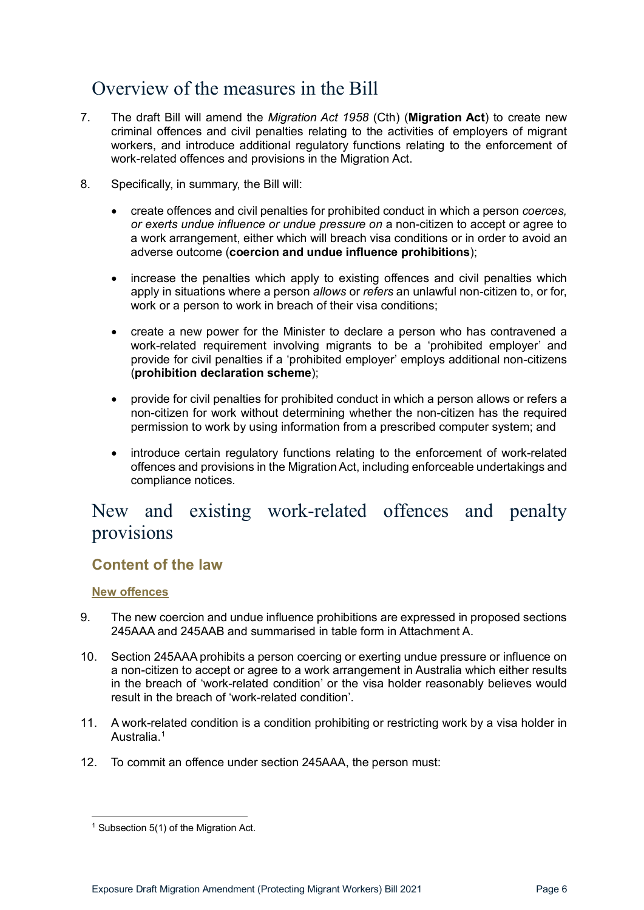## Overview of the measures in the Bill

7. The draft Bill will amend the *Migration Act 1958* (Cth) (**Migration Act**) to create new criminal offences and civil penalties relating to the activities of employers of migrant workers, and introduce additional regulatory functions relating to the enforcement of work-related offences and provisions in the Migration Act.

8. Specifically, in summary, the Bill will:

   - create offences and civil penalties for prohibited conduct in which a person *coerces, or exerts undue influence or undue pressure on* a non-citizen to accept or agree to a work arrangement, either which will breach visa conditions or in order to avoid an adverse outcome (**coercion and undue influence prohibitions**);

   - increase the penalties which apply to existing offences and civil penalties which apply in situations where a person *allows* or *refers* an unlawful non-citizen to, or for, work or a person to work in breach of their visa conditions;

   - create a new power for the Minister to declare a person who has contravened a work-related requirement involving migrants to be a 'prohibited employer' and provide for civil penalties if a 'prohibited employer' employs additional non-citizens (**prohibition declaration scheme**);

   - provide for civil penalties for prohibited conduct in which a person allows or refers a non-citizen for work without determining whether the non-citizen has the required permission to work by using information from a prescribed computer system; and

   - introduce certain regulatory functions relating to the enforcement of work-related offences and provisions in the Migration Act, including enforceable undertakings and compliance notices.

## New and existing work-related offences and penalty provisions

### Content of the law

#### New offences

9. The new coercion and undue influence prohibitions are expressed in proposed sections 245AAA and 245AAB and summarised in table form in Attachment A.

10. Section 245AAA prohibits a person coercing or exerting undue pressure or influence on a non-citizen to accept or agree to a work arrangement in Australia which either results in the breach of 'work-related condition' or the visa holder reasonably believes would result in the breach of 'work-related condition'.

11. A work-related condition is a condition prohibiting or restricting work by a visa holder in Australia.[1]

12. To commit an offence under section 245AAA, the person must:

[1] Subsection 5(1) of the Migration Act.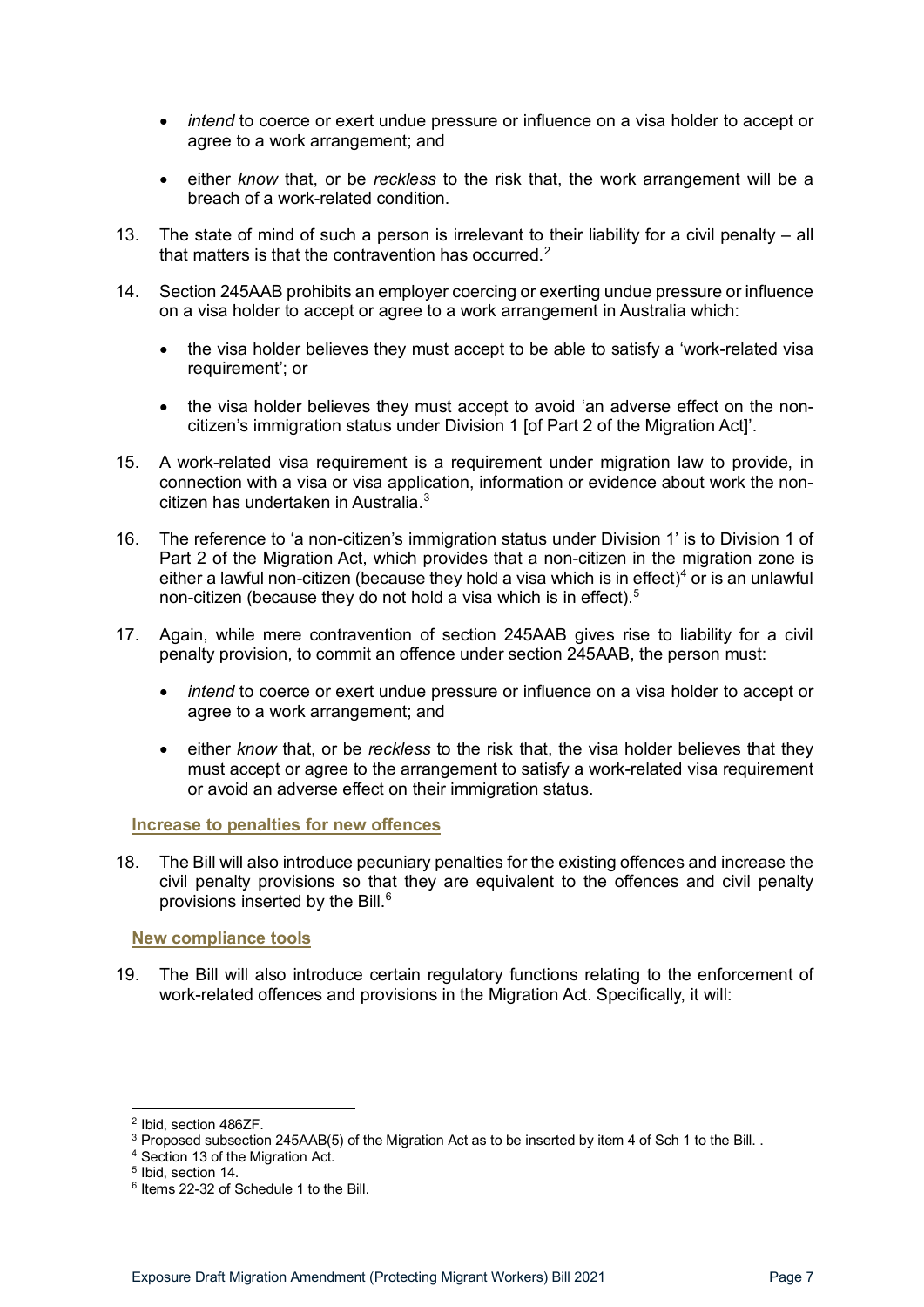- *intend* to coerce or exert undue pressure or influence on a visa holder to accept or agree to a work arrangement; and
- either *know* that, or be *reckless* to the risk that, the work arrangement will be a breach of a work-related condition.

13. The state of mind of such a person is irrelevant to their liability for a civil penalty – all that matters is that the contravention has occurred.[2]

14. Section 245AAB prohibits an employer coercing or exerting undue pressure or influence on a visa holder to accept or agree to a work arrangement in Australia which:

    - the visa holder believes they must accept to be able to satisfy a 'work-related visa requirement'; or
    - the visa holder believes they must accept to avoid 'an adverse effect on the non-citizen's immigration status under Division 1 [of Part 2 of the Migration Act]'.

15. A work-related visa requirement is a requirement under migration law to provide, in connection with a visa or visa application, information or evidence about work the non-citizen has undertaken in Australia.[3]

16. The reference to 'a non-citizen's immigration status under Division 1' is to Division 1 of Part 2 of the Migration Act, which provides that a non-citizen in the migration zone is either a lawful non-citizen (because they hold a visa which is in effect)[4] or is an unlawful non-citizen (because they do not hold a visa which is in effect).[5]

17. Again, while mere contravention of section 245AAB gives rise to liability for a civil penalty provision, to commit an offence under section 245AAB, the person must:

    - *intend* to coerce or exert undue pressure or influence on a visa holder to accept or agree to a work arrangement; and
    - either *know* that, or be *reckless* to the risk that, the visa holder believes that they must accept or agree to the arrangement to satisfy a work-related visa requirement or avoid an adverse effect on their immigration status.

### Increase to penalties for new offences

18. The Bill will also introduce pecuniary penalties for the existing offences and increase the civil penalty provisions so that they are equivalent to the offences and civil penalty provisions inserted by the Bill.[6]

### New compliance tools

19. The Bill will also introduce certain regulatory functions relating to the enforcement of work-related offences and provisions in the Migration Act. Specifically, it will:

---

[2] Ibid, section 486ZF.

[3] Proposed subsection 245AAB(5) of the Migration Act as to be inserted by item 4 of Sch 1 to the Bill. .

[4] Section 13 of the Migration Act.

[5] Ibid, section 14.

[6] Items 22-32 of Schedule 1 to the Bill.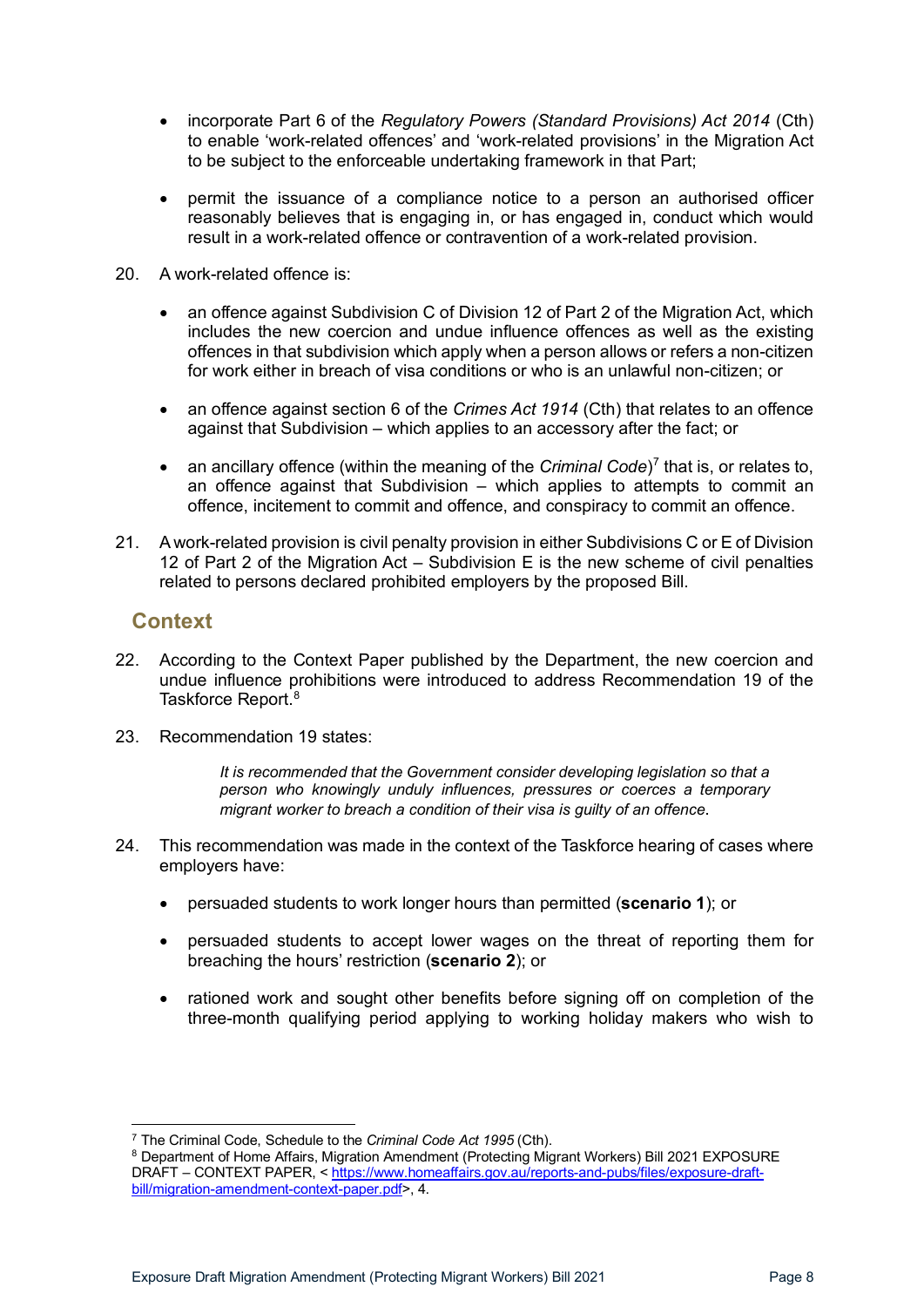- incorporate Part 6 of the *Regulatory Powers (Standard Provisions) Act 2014* (Cth) to enable 'work-related offences' and 'work-related provisions' in the Migration Act to be subject to the enforceable undertaking framework in that Part;

- permit the issuance of a compliance notice to a person an authorised officer reasonably believes that is engaging in, or has engaged in, conduct which would result in a work-related offence or contravention of a work-related provision.

20. A work-related offence is:

    - an offence against Subdivision C of Division 12 of Part 2 of the Migration Act, which includes the new coercion and undue influence offences as well as the existing offences in that subdivision which apply when a person allows or refers a non-citizen for work either in breach of visa conditions or who is an unlawful non-citizen; or

    - an offence against section 6 of the *Crimes Act 1914* (Cth) that relates to an offence against that Subdivision – which applies to an accessory after the fact; or

    - an ancillary offence (within the meaning of the *Criminal Code*)[7] that is, or relates to, an offence against that Subdivision – which applies to attempts to commit an offence, incitement to commit and offence, and conspiracy to commit an offence.

21. A work-related provision is civil penalty provision in either Subdivisions C or E of Division 12 of Part 2 of the Migration Act – Subdivision E is the new scheme of civil penalties related to persons declared prohibited employers by the proposed Bill.

## Context

22. According to the Context Paper published by the Department, the new coercion and undue influence prohibitions were introduced to address Recommendation 19 of the Taskforce Report.[8]

23. Recommendation 19 states:

    > *It is recommended that the Government consider developing legislation so that a person who knowingly unduly influences, pressures or coerces a temporary migrant worker to breach a condition of their visa is guilty of an offence.*

24. This recommendation was made in the context of the Taskforce hearing of cases where employers have:

    - persuaded students to work longer hours than permitted (**scenario 1**); or

    - persuaded students to accept lower wages on the threat of reporting them for breaching the hours' restriction (**scenario 2**); or

    - rationed work and sought other benefits before signing off on completion of the three-month qualifying period applying to working holiday makers who wish to

---

[7] The Criminal Code, Schedule to the *Criminal Code Act 1995* (Cth).

[8] Department of Home Affairs, Migration Amendment (Protecting Migrant Workers) Bill 2021 EXPOSURE DRAFT – CONTEXT PAPER, < https://www.homeaffairs.gov.au/reports-and-pubs/files/exposure-draft-bill/migration-amendment-context-paper.pdf>, 4.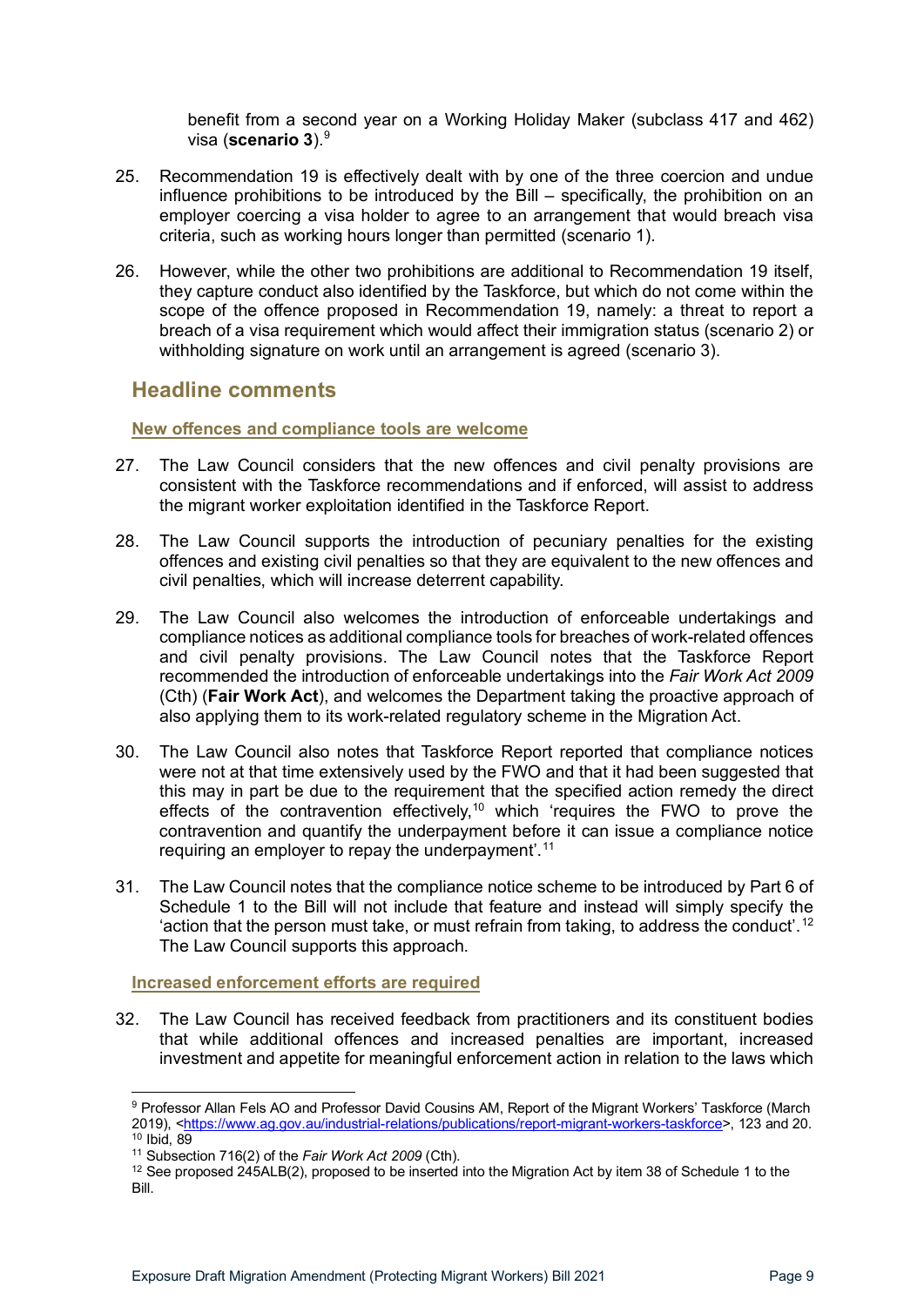benefit from a second year on a Working Holiday Maker (subclass 417 and 462) visa (**scenario 3**).[9]

25. Recommendation 19 is effectively dealt with by one of the three coercion and undue influence prohibitions to be introduced by the Bill – specifically, the prohibition on an employer coercing a visa holder to agree to an arrangement that would breach visa criteria, such as working hours longer than permitted (scenario 1).

26. However, while the other two prohibitions are additional to Recommendation 19 itself, they capture conduct also identified by the Taskforce, but which do not come within the scope of the offence proposed in Recommendation 19, namely: a threat to report a breach of a visa requirement which would affect their immigration status (scenario 2) or withholding signature on work until an arrangement is agreed (scenario 3).

## Headline comments

### New offences and compliance tools are welcome

27. The Law Council considers that the new offences and civil penalty provisions are consistent with the Taskforce recommendations and if enforced, will assist to address the migrant worker exploitation identified in the Taskforce Report.

28. The Law Council supports the introduction of pecuniary penalties for the existing offences and existing civil penalties so that they are equivalent to the new offences and civil penalties, which will increase deterrent capability.

29. The Law Council also welcomes the introduction of enforceable undertakings and compliance notices as additional compliance tools for breaches of work-related offences and civil penalty provisions. The Law Council notes that the Taskforce Report recommended the introduction of enforceable undertakings into the *Fair Work Act 2009* (Cth) (**Fair Work Act**), and welcomes the Department taking the proactive approach of also applying them to its work-related regulatory scheme in the Migration Act.

30. The Law Council also notes that Taskforce Report reported that compliance notices were not at that time extensively used by the FWO and that it had been suggested that this may in part be due to the requirement that the specified action remedy the direct effects of the contravention effectively,[10] which 'requires the FWO to prove the contravention and quantify the underpayment before it can issue a compliance notice requiring an employer to repay the underpayment'.[11]

31. The Law Council notes that the compliance notice scheme to be introduced by Part 6 of Schedule 1 to the Bill will not include that feature and instead will simply specify the 'action that the person must take, or must refrain from taking, to address the conduct'.[12] The Law Council supports this approach.

### Increased enforcement efforts are required

32. The Law Council has received feedback from practitioners and its constituent bodies that while additional offences and increased penalties are important, increased investment and appetite for meaningful enforcement action in relation to the laws which

---

[9] Professor Allan Fels AO and Professor David Cousins AM, Report of the Migrant Workers' Taskforce (March 2019), <https://www.ag.gov.au/industrial-relations/publications/report-migrant-workers-taskforce>, 123 and 20.

[10] Ibid, 89

[11] Subsection 716(2) of the *Fair Work Act 2009* (Cth).

[12] See proposed 245ALB(2), proposed to be inserted into the Migration Act by item 38 of Schedule 1 to the Bill.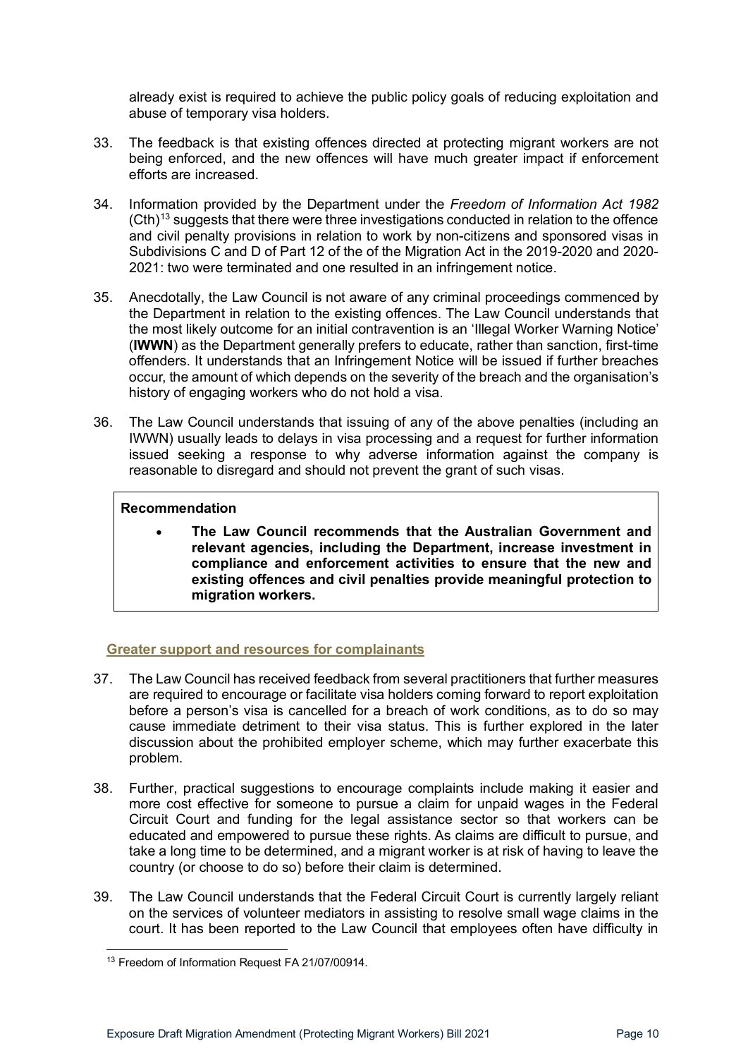already exist is required to achieve the public policy goals of reducing exploitation and abuse of temporary visa holders.

33. The feedback is that existing offences directed at protecting migrant workers are not being enforced, and the new offences will have much greater impact if enforcement efforts are increased.

34. Information provided by the Department under the *Freedom of Information Act 1982* (Cth)[13] suggests that there were three investigations conducted in relation to the offence and civil penalty provisions in relation to work by non-citizens and sponsored visas in Subdivisions C and D of Part 12 of the of the Migration Act in the 2019-2020 and 2020-2021: two were terminated and one resulted in an infringement notice.

35. Anecdotally, the Law Council is not aware of any criminal proceedings commenced by the Department in relation to the existing offences. The Law Council understands that the most likely outcome for an initial contravention is an 'Illegal Worker Warning Notice' (**IWWN**) as the Department generally prefers to educate, rather than sanction, first-time offenders. It understands that an Infringement Notice will be issued if further breaches occur, the amount of which depends on the severity of the breach and the organisation's history of engaging workers who do not hold a visa.

36. The Law Council understands that issuing of any of the above penalties (including an IWWN) usually leads to delays in visa processing and a request for further information issued seeking a response to why adverse information against the company is reasonable to disregard and should not prevent the grant of such visas.

> **Recommendation**
>
> - **The Law Council recommends that the Australian Government and relevant agencies, including the Department, increase investment in compliance and enforcement activities to ensure that the new and existing offences and civil penalties provide meaningful protection to migration workers.**

### Greater support and resources for complainants

37. The Law Council has received feedback from several practitioners that further measures are required to encourage or facilitate visa holders coming forward to report exploitation before a person's visa is cancelled for a breach of work conditions, as to do so may cause immediate detriment to their visa status. This is further explored in the later discussion about the prohibited employer scheme, which may further exacerbate this problem.

38. Further, practical suggestions to encourage complaints include making it easier and more cost effective for someone to pursue a claim for unpaid wages in the Federal Circuit Court and funding for the legal assistance sector so that workers can be educated and empowered to pursue these rights. As claims are difficult to pursue, and take a long time to be determined, and a migrant worker is at risk of having to leave the country (or choose to do so) before their claim is determined.

39. The Law Council understands that the Federal Circuit Court is currently largely reliant on the services of volunteer mediators in assisting to resolve small wage claims in the court. It has been reported to the Law Council that employees often have difficulty in

---

[13] Freedom of Information Request FA 21/07/00914.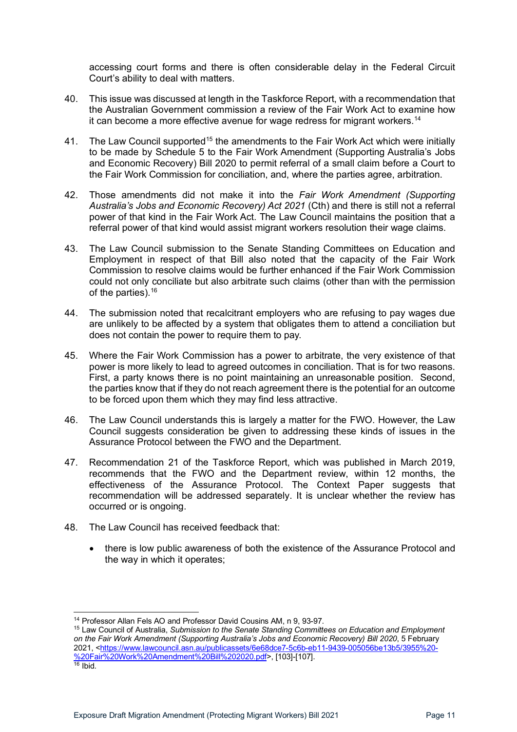accessing court forms and there is often considerable delay in the Federal Circuit Court's ability to deal with matters.

40. This issue was discussed at length in the Taskforce Report, with a recommendation that the Australian Government commission a review of the Fair Work Act to examine how it can become a more effective avenue for wage redress for migrant workers.[14]

41. The Law Council supported[15] the amendments to the Fair Work Act which were initially to be made by Schedule 5 to the Fair Work Amendment (Supporting Australia's Jobs and Economic Recovery) Bill 2020 to permit referral of a small claim before a Court to the Fair Work Commission for conciliation, and, where the parties agree, arbitration.

42. Those amendments did not make it into the *Fair Work Amendment (Supporting Australia's Jobs and Economic Recovery) Act 2021* (Cth) and there is still not a referral power of that kind in the Fair Work Act. The Law Council maintains the position that a referral power of that kind would assist migrant workers resolution their wage claims.

43. The Law Council submission to the Senate Standing Committees on Education and Employment in respect of that Bill also noted that the capacity of the Fair Work Commission to resolve claims would be further enhanced if the Fair Work Commission could not only conciliate but also arbitrate such claims (other than with the permission of the parties).[16]

44. The submission noted that recalcitrant employers who are refusing to pay wages due are unlikely to be affected by a system that obligates them to attend a conciliation but does not contain the power to require them to pay.

45. Where the Fair Work Commission has a power to arbitrate, the very existence of that power is more likely to lead to agreed outcomes in conciliation. That is for two reasons. First, a party knows there is no point maintaining an unreasonable position. Second, the parties know that if they do not reach agreement there is the potential for an outcome to be forced upon them which they may find less attractive.

46. The Law Council understands this is largely a matter for the FWO. However, the Law Council suggests consideration be given to addressing these kinds of issues in the Assurance Protocol between the FWO and the Department.

47. Recommendation 21 of the Taskforce Report, which was published in March 2019, recommends that the FWO and the Department review, within 12 months, the effectiveness of the Assurance Protocol. The Context Paper suggests that recommendation will be addressed separately. It is unclear whether the review has occurred or is ongoing.

48. The Law Council has received feedback that:

    - there is low public awareness of both the existence of the Assurance Protocol and the way in which it operates;

---

[14] Professor Allan Fels AO and Professor David Cousins AM, n 9, 93-97.

[15] Law Council of Australia, *Submission to the Senate Standing Committees on Education and Employment on the Fair Work Amendment (Supporting Australia's Jobs and Economic Recovery) Bill 2020*, 5 February 2021, <https://www.lawcouncil.asn.au/publicassets/6e68dce7-5c6b-eb11-9439-005056be13b5/3955%20-%20Fair%20Work%20Amendment%20Bill%202020.pdf>, [103]-[107].

[16] Ibid.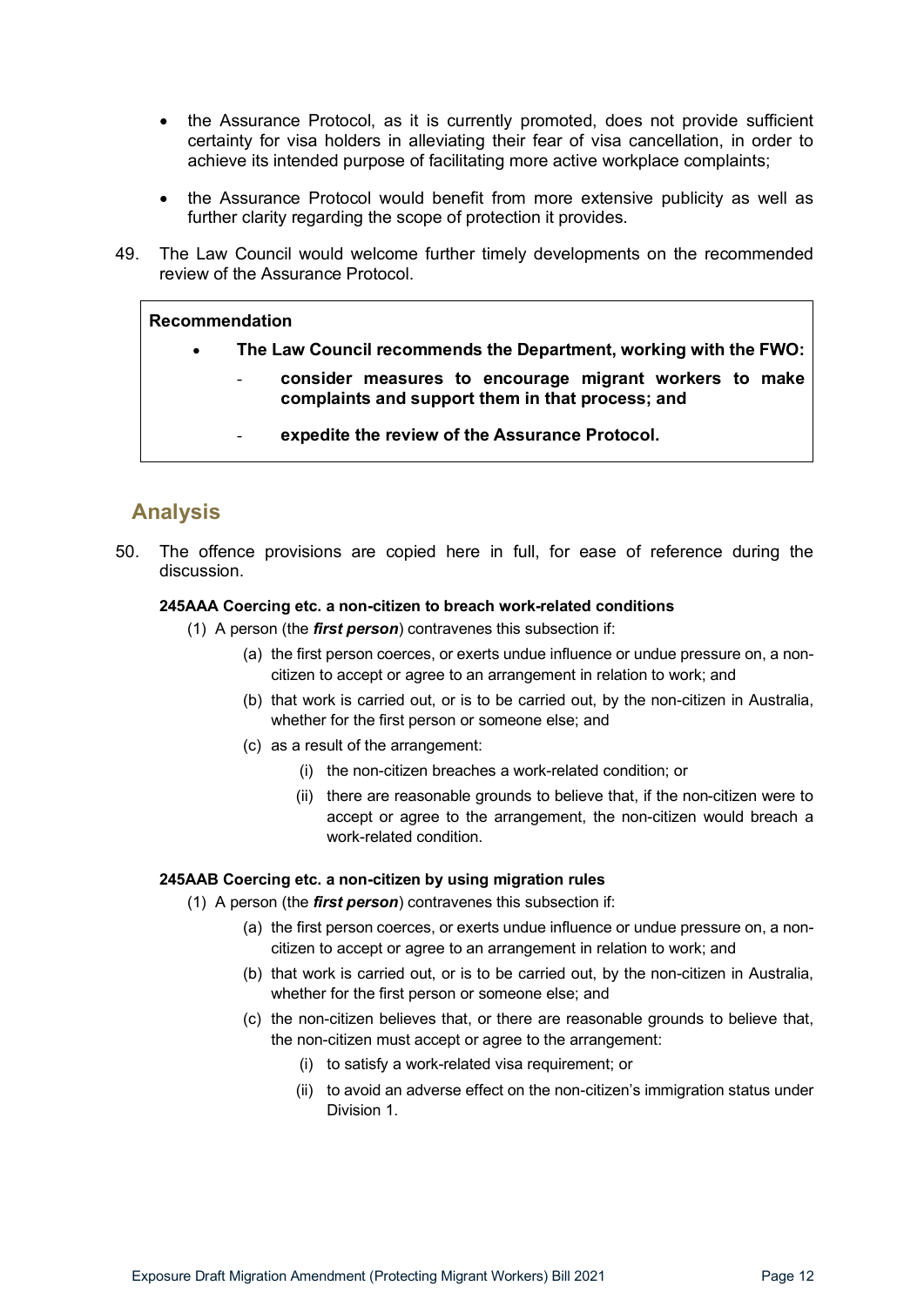- the Assurance Protocol, as it is currently promoted, does not provide sufficient certainty for visa holders in alleviating their fear of visa cancellation, in order to achieve its intended purpose of facilitating more active workplace complaints;
- the Assurance Protocol would benefit from more extensive publicity as well as further clarity regarding the scope of protection it provides.

49. The Law Council would welcome further timely developments on the recommended review of the Assurance Protocol.

> **Recommendation**
>
> - **The Law Council recommends the Department, working with the FWO:**
>     - **consider measures to encourage migrant workers to make complaints and support them in that process; and**
>     - **expedite the review of the Assurance Protocol.**

## Analysis

50. The offence provisions are copied here in full, for ease of reference during the discussion.

**245AAA Coercing etc. a non-citizen to breach work-related conditions**

(1) A person (the ***first person***) contravenes this subsection if:

(a) the first person coerces, or exerts undue influence or undue pressure on, a non-citizen to accept or agree to an arrangement in relation to work; and

(b) that work is carried out, or is to be carried out, by the non-citizen in Australia, whether for the first person or someone else; and

(c) as a result of the arrangement:

(i) the non-citizen breaches a work-related condition; or

(ii) there are reasonable grounds to believe that, if the non-citizen were to accept or agree to the arrangement, the non-citizen would breach a work-related condition.

**245AAB Coercing etc. a non-citizen by using migration rules**

(1) A person (the ***first person***) contravenes this subsection if:

(a) the first person coerces, or exerts undue influence or undue pressure on, a non-citizen to accept or agree to an arrangement in relation to work; and

(b) that work is carried out, or is to be carried out, by the non-citizen in Australia, whether for the first person or someone else; and

(c) the non-citizen believes that, or there are reasonable grounds to believe that, the non-citizen must accept or agree to the arrangement:

(i) to satisfy a work-related visa requirement; or

(ii) to avoid an adverse effect on the non-citizen's immigration status under Division 1.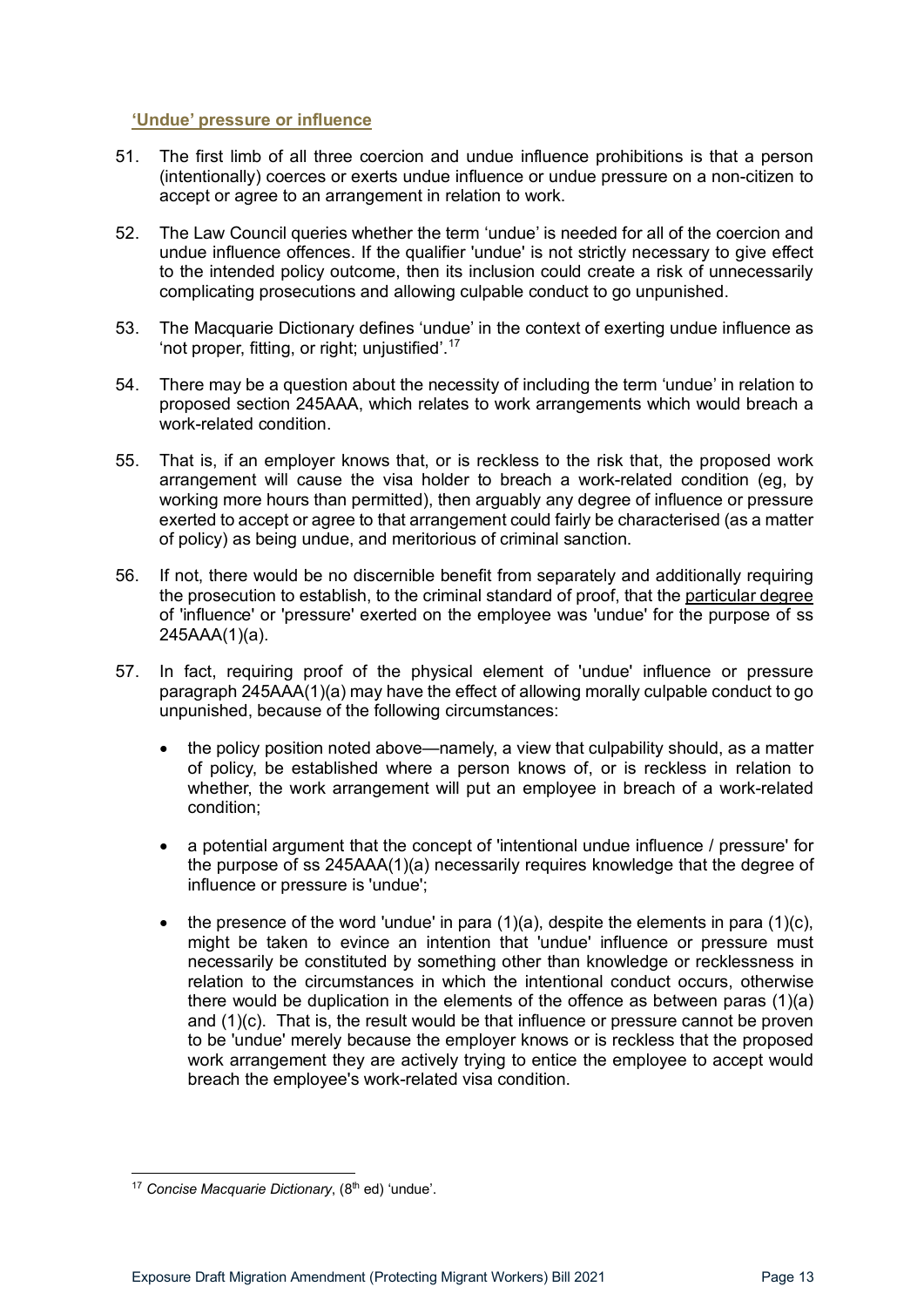### 'Undue' pressure or influence

51. The first limb of all three coercion and undue influence prohibitions is that a person (intentionally) coerces or exerts undue influence or undue pressure on a non-citizen to accept or agree to an arrangement in relation to work.

52. The Law Council queries whether the term 'undue' is needed for all of the coercion and undue influence offences. If the qualifier 'undue' is not strictly necessary to give effect to the intended policy outcome, then its inclusion could create a risk of unnecessarily complicating prosecutions and allowing culpable conduct to go unpunished.

53. The Macquarie Dictionary defines 'undue' in the context of exerting undue influence as 'not proper, fitting, or right; unjustified'.[17]

54. There may be a question about the necessity of including the term 'undue' in relation to proposed section 245AAA, which relates to work arrangements which would breach a work-related condition.

55. That is, if an employer knows that, or is reckless to the risk that, the proposed work arrangement will cause the visa holder to breach a work-related condition (eg, by working more hours than permitted), then arguably any degree of influence or pressure exerted to accept or agree to that arrangement could fairly be characterised (as a matter of policy) as being undue, and meritorious of criminal sanction.

56. If not, there would be no discernible benefit from separately and additionally requiring the prosecution to establish, to the criminal standard of proof, that the <u>particular degree</u> of 'influence' or 'pressure' exerted on the employee was 'undue' for the purpose of ss 245AAA(1)(a).

57. In fact, requiring proof of the physical element of 'undue' influence or pressure paragraph 245AAA(1)(a) may have the effect of allowing morally culpable conduct to go unpunished, because of the following circumstances:

    - the policy position noted above—namely, a view that culpability should, as a matter of policy, be established where a person knows of, or is reckless in relation to whether, the work arrangement will put an employee in breach of a work-related condition;
    - a potential argument that the concept of 'intentional undue influence / pressure' for the purpose of ss 245AAA(1)(a) necessarily requires knowledge that the degree of influence or pressure is 'undue';
    - the presence of the word 'undue' in para (1)(a), despite the elements in para (1)(c), might be taken to evince an intention that 'undue' influence or pressure must necessarily be constituted by something other than knowledge or recklessness in relation to the circumstances in which the intentional conduct occurs, otherwise there would be duplication in the elements of the offence as between paras (1)(a) and (1)(c). That is, the result would be that influence or pressure cannot be proven to be 'undue' merely because the employer knows or is reckless that the proposed work arrangement they are actively trying to entice the employee to accept would breach the employee's work-related visa condition.

---

[17] *Concise Macquarie Dictionary*, (8th ed) 'undue'.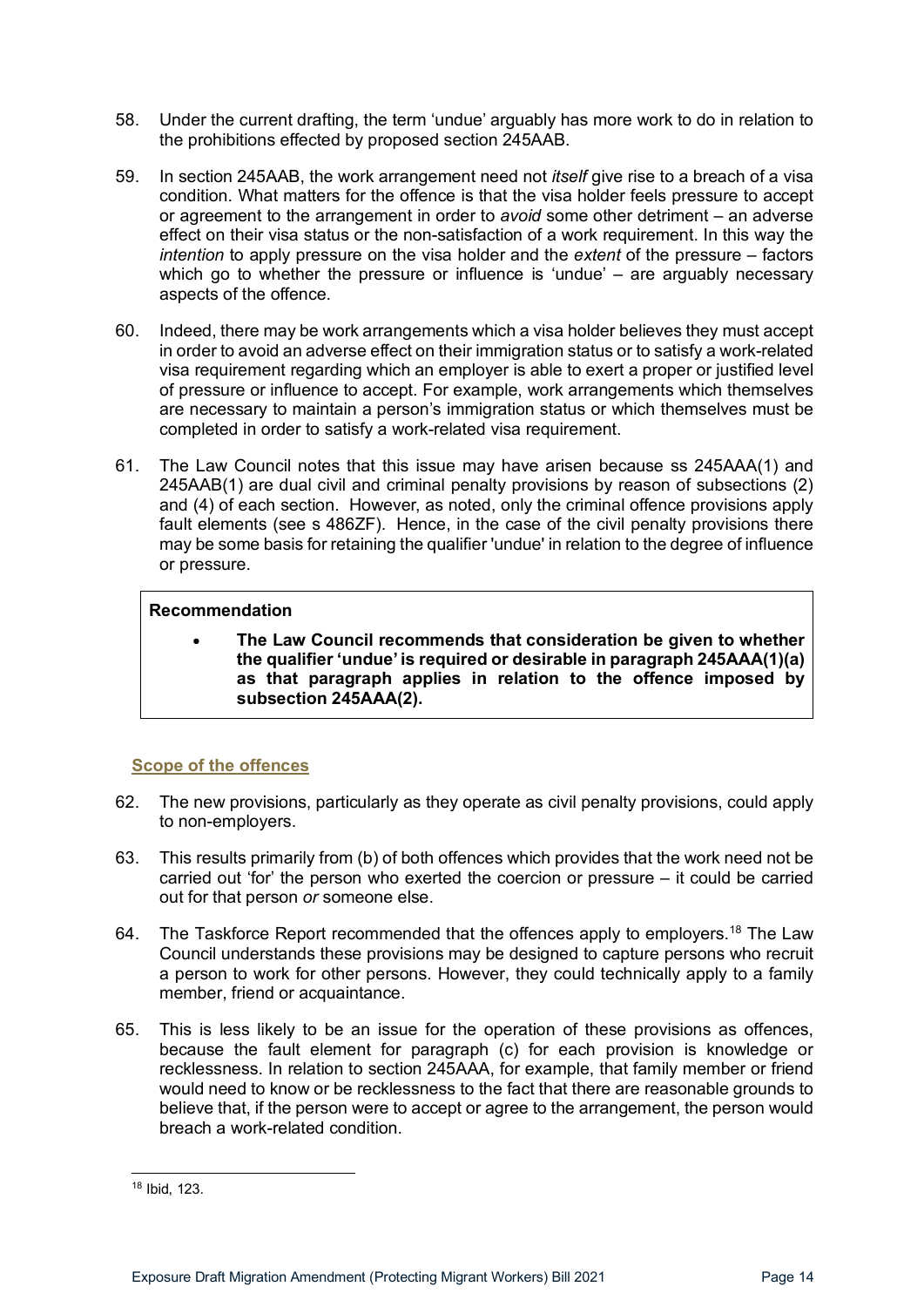58. Under the current drafting, the term 'undue' arguably has more work to do in relation to the prohibitions effected by proposed section 245AAB.

59. In section 245AAB, the work arrangement need not *itself* give rise to a breach of a visa condition. What matters for the offence is that the visa holder feels pressure to accept or agreement to the arrangement in order to *avoid* some other detriment – an adverse effect on their visa status or the non-satisfaction of a work requirement. In this way the *intention* to apply pressure on the visa holder and the *extent* of the pressure – factors which go to whether the pressure or influence is 'undue' – are arguably necessary aspects of the offence.

60. Indeed, there may be work arrangements which a visa holder believes they must accept in order to avoid an adverse effect on their immigration status or to satisfy a work-related visa requirement regarding which an employer is able to exert a proper or justified level of pressure or influence to accept. For example, work arrangements which themselves are necessary to maintain a person's immigration status or which themselves must be completed in order to satisfy a work-related visa requirement.

61. The Law Council notes that this issue may have arisen because ss 245AAA(1) and 245AAB(1) are dual civil and criminal penalty provisions by reason of subsections (2) and (4) of each section. However, as noted, only the criminal offence provisions apply fault elements (see s 486ZF). Hence, in the case of the civil penalty provisions there may be some basis for retaining the qualifier 'undue' in relation to the degree of influence or pressure.

**Recommendation**

- **The Law Council recommends that consideration be given to whether the qualifier 'undue' is required or desirable in paragraph 245AAA(1)(a) as that paragraph applies in relation to the offence imposed by subsection 245AAA(2).**

### Scope of the offences

62. The new provisions, particularly as they operate as civil penalty provisions, could apply to non-employers.

63. This results primarily from (b) of both offences which provides that the work need not be carried out 'for' the person who exerted the coercion or pressure – it could be carried out for that person *or* someone else.

64. The Taskforce Report recommended that the offences apply to employers.[18] The Law Council understands these provisions may be designed to capture persons who recruit a person to work for other persons. However, they could technically apply to a family member, friend or acquaintance.

65. This is less likely to be an issue for the operation of these provisions as offences, because the fault element for paragraph (c) for each provision is knowledge or recklessness. In relation to section 245AAA, for example, that family member or friend would need to know or be recklessness to the fact that there are reasonable grounds to believe that, if the person were to accept or agree to the arrangement, the person would breach a work-related condition.

[18] Ibid, 123.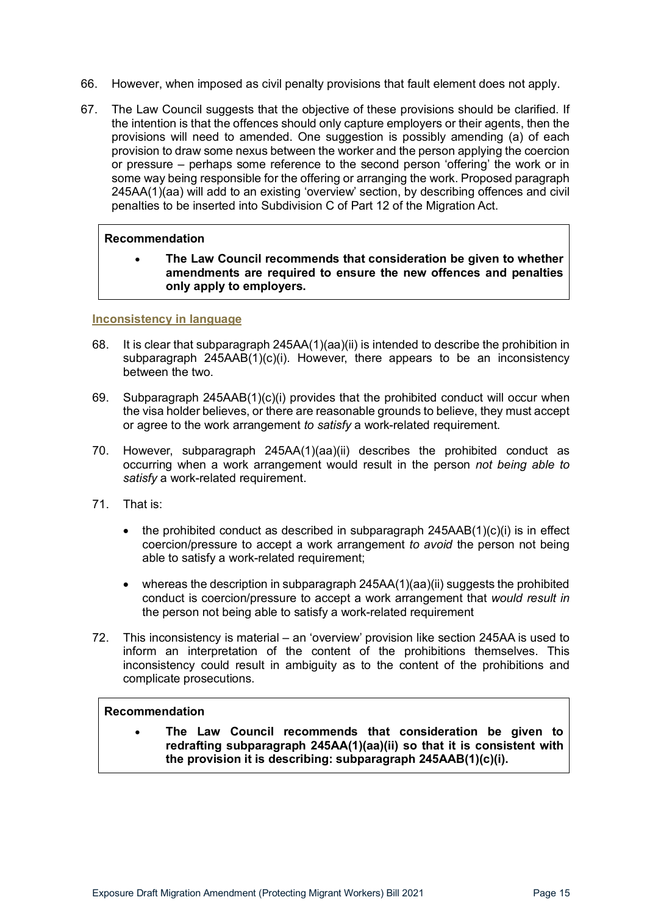66. However, when imposed as civil penalty provisions that fault element does not apply.

67. The Law Council suggests that the objective of these provisions should be clarified. If the intention is that the offences should only capture employers or their agents, then the provisions will need to amended. One suggestion is possibly amending (a) of each provision to draw some nexus between the worker and the person applying the coercion or pressure – perhaps some reference to the second person 'offering' the work or in some way being responsible for the offering or arranging the work. Proposed paragraph 245AA(1)(aa) will add to an existing 'overview' section, by describing offences and civil penalties to be inserted into Subdivision C of Part 12 of the Migration Act.

> **Recommendation**
>
> - **The Law Council recommends that consideration be given to whether amendments are required to ensure the new offences and penalties only apply to employers.**

### Inconsistency in language

68. It is clear that subparagraph 245AA(1)(aa)(ii) is intended to describe the prohibition in subparagraph 245AAB(1)(c)(i). However, there appears to be an inconsistency between the two.

69. Subparagraph 245AAB(1)(c)(i) provides that the prohibited conduct will occur when the visa holder believes, or there are reasonable grounds to believe, they must accept or agree to the work arrangement *to satisfy* a work-related requirement.

70. However, subparagraph 245AA(1)(aa)(ii) describes the prohibited conduct as occurring when a work arrangement would result in the person *not being able to satisfy* a work-related requirement.

71. That is:

    - the prohibited conduct as described in subparagraph 245AAB(1)(c)(i) is in effect coercion/pressure to accept a work arrangement *to avoid* the person not being able to satisfy a work-related requirement;
    - whereas the description in subparagraph 245AA(1)(aa)(ii) suggests the prohibited conduct is coercion/pressure to accept a work arrangement that *would result in* the person not being able to satisfy a work-related requirement

72. This inconsistency is material – an 'overview' provision like section 245AA is used to inform an interpretation of the content of the prohibitions themselves. This inconsistency could result in ambiguity as to the content of the prohibitions and complicate prosecutions.

> **Recommendation**
>
> - **The Law Council recommends that consideration be given to redrafting subparagraph 245AA(1)(aa)(ii) so that it is consistent with the provision it is describing: subparagraph 245AAB(1)(c)(i).**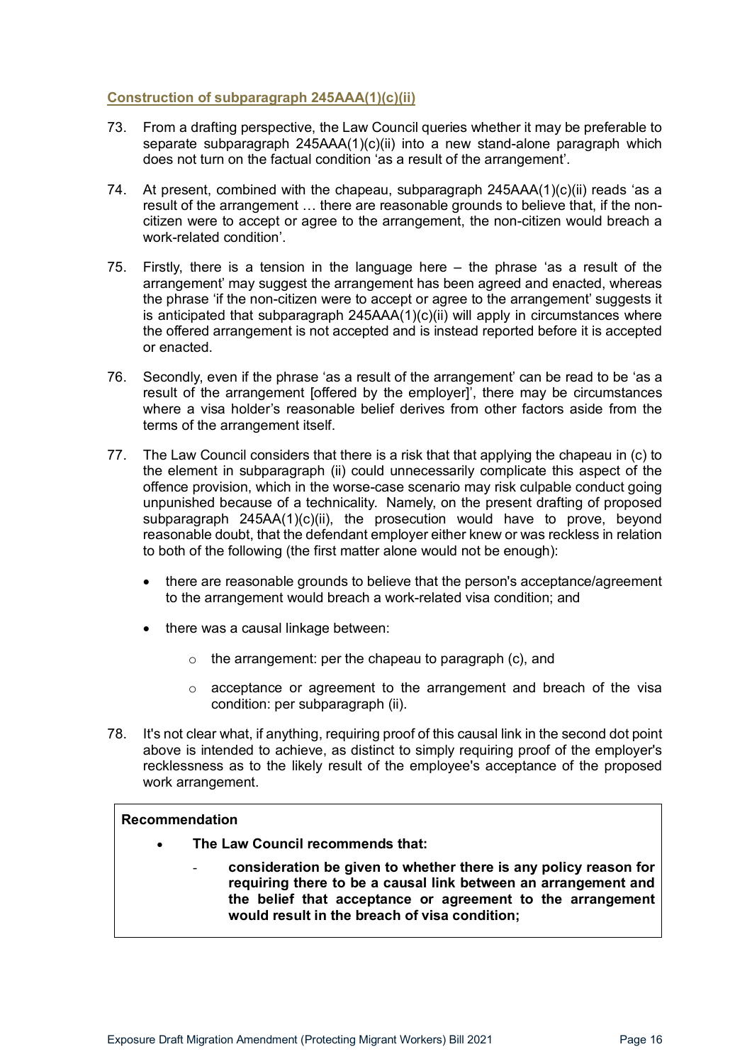### Construction of subparagraph 245AAA(1)(c)(ii)

73. From a drafting perspective, the Law Council queries whether it may be preferable to separate subparagraph 245AAA(1)(c)(ii) into a new stand-alone paragraph which does not turn on the factual condition 'as a result of the arrangement'.

74. At present, combined with the chapeau, subparagraph 245AAA(1)(c)(ii) reads 'as a result of the arrangement … there are reasonable grounds to believe that, if the non-citizen were to accept or agree to the arrangement, the non-citizen would breach a work-related condition'.

75. Firstly, there is a tension in the language here – the phrase 'as a result of the arrangement' may suggest the arrangement has been agreed and enacted, whereas the phrase 'if the non-citizen were to accept or agree to the arrangement' suggests it is anticipated that subparagraph 245AAA(1)(c)(ii) will apply in circumstances where the offered arrangement is not accepted and is instead reported before it is accepted or enacted.

76. Secondly, even if the phrase 'as a result of the arrangement' can be read to be 'as a result of the arrangement [offered by the employer]', there may be circumstances where a visa holder's reasonable belief derives from other factors aside from the terms of the arrangement itself.

77. The Law Council considers that there is a risk that that applying the chapeau in (c) to the element in subparagraph (ii) could unnecessarily complicate this aspect of the offence provision, which in the worse-case scenario may risk culpable conduct going unpunished because of a technicality. Namely, on the present drafting of proposed subparagraph 245AA(1)(c)(ii), the prosecution would have to prove, beyond reasonable doubt, that the defendant employer either knew or was reckless in relation to both of the following (the first matter alone would not be enough):

   - there are reasonable grounds to believe that the person's acceptance/agreement to the arrangement would breach a work-related visa condition; and
   - there was a causal linkage between:
     - the arrangement: per the chapeau to paragraph (c), and
     - acceptance or agreement to the arrangement and breach of the visa condition: per subparagraph (ii).

78. It's not clear what, if anything, requiring proof of this causal link in the second dot point above is intended to achieve, as distinct to simply requiring proof of the employer's recklessness as to the likely result of the employee's acceptance of the proposed work arrangement.

> **Recommendation**
>
> - **The Law Council recommends that:**
>   - **consideration be given to whether there is any policy reason for requiring there to be a causal link between an arrangement and the belief that acceptance or agreement to the arrangement would result in the breach of visa condition;**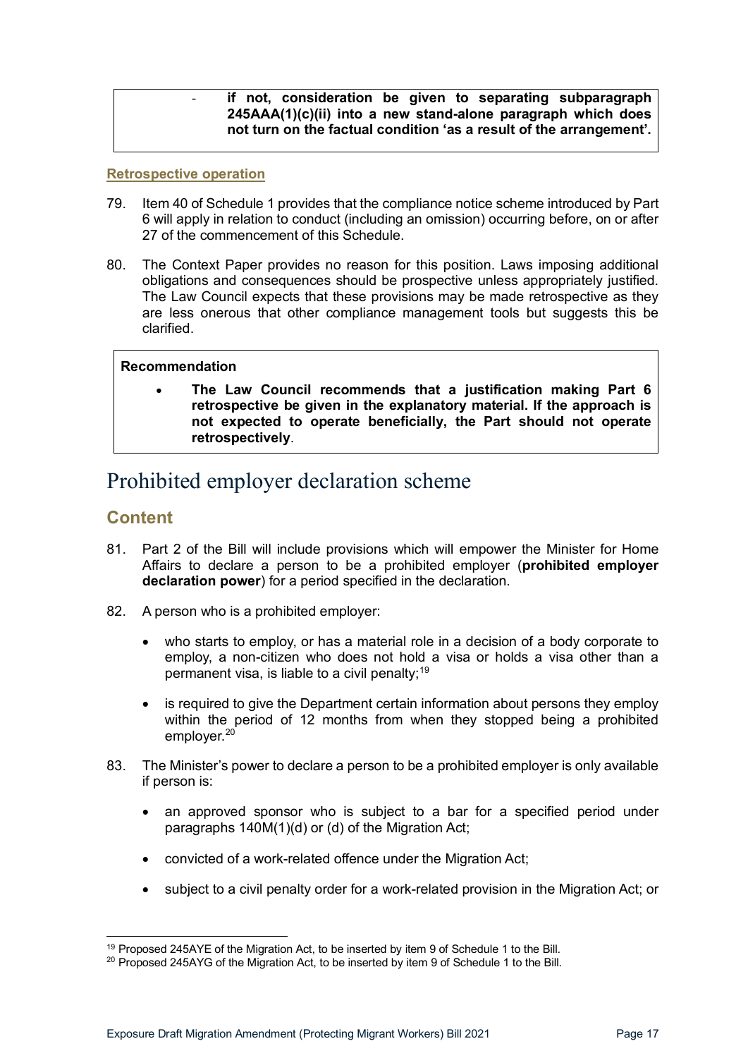- **if not, consideration be given to separating subparagraph 245AAA(1)(c)(ii) into a new stand-alone paragraph which does not turn on the factual condition 'as a result of the arrangement'.**

### Retrospective operation

79. Item 40 of Schedule 1 provides that the compliance notice scheme introduced by Part 6 will apply in relation to conduct (including an omission) occurring before, on or after 27 of the commencement of this Schedule.

80. The Context Paper provides no reason for this position. Laws imposing additional obligations and consequences should be prospective unless appropriately justified. The Law Council expects that these provisions may be made retrospective as they are less onerous that other compliance management tools but suggests this be clarified.

**Recommendation**

- **The Law Council recommends that a justification making Part 6 retrospective be given in the explanatory material. If the approach is not expected to operate beneficially, the Part should not operate retrospectively**.

# Prohibited employer declaration scheme

## Content

81. Part 2 of the Bill will include provisions which will empower the Minister for Home Affairs to declare a person to be a prohibited employer (**prohibited employer declaration power**) for a period specified in the declaration.

82. A person who is a prohibited employer:

    - who starts to employ, or has a material role in a decision of a body corporate to employ, a non-citizen who does not hold a visa or holds a visa other than a permanent visa, is liable to a civil penalty;[19]
    - is required to give the Department certain information about persons they employ within the period of 12 months from when they stopped being a prohibited employer.[20]

83. The Minister's power to declare a person to be a prohibited employer is only available if person is:

    - an approved sponsor who is subject to a bar for a specified period under paragraphs 140M(1)(d) or (d) of the Migration Act;
    - convicted of a work-related offence under the Migration Act;
    - subject to a civil penalty order for a work-related provision in the Migration Act; or

[19] Proposed 245AYE of the Migration Act, to be inserted by item 9 of Schedule 1 to the Bill.

[20] Proposed 245AYG of the Migration Act, to be inserted by item 9 of Schedule 1 to the Bill.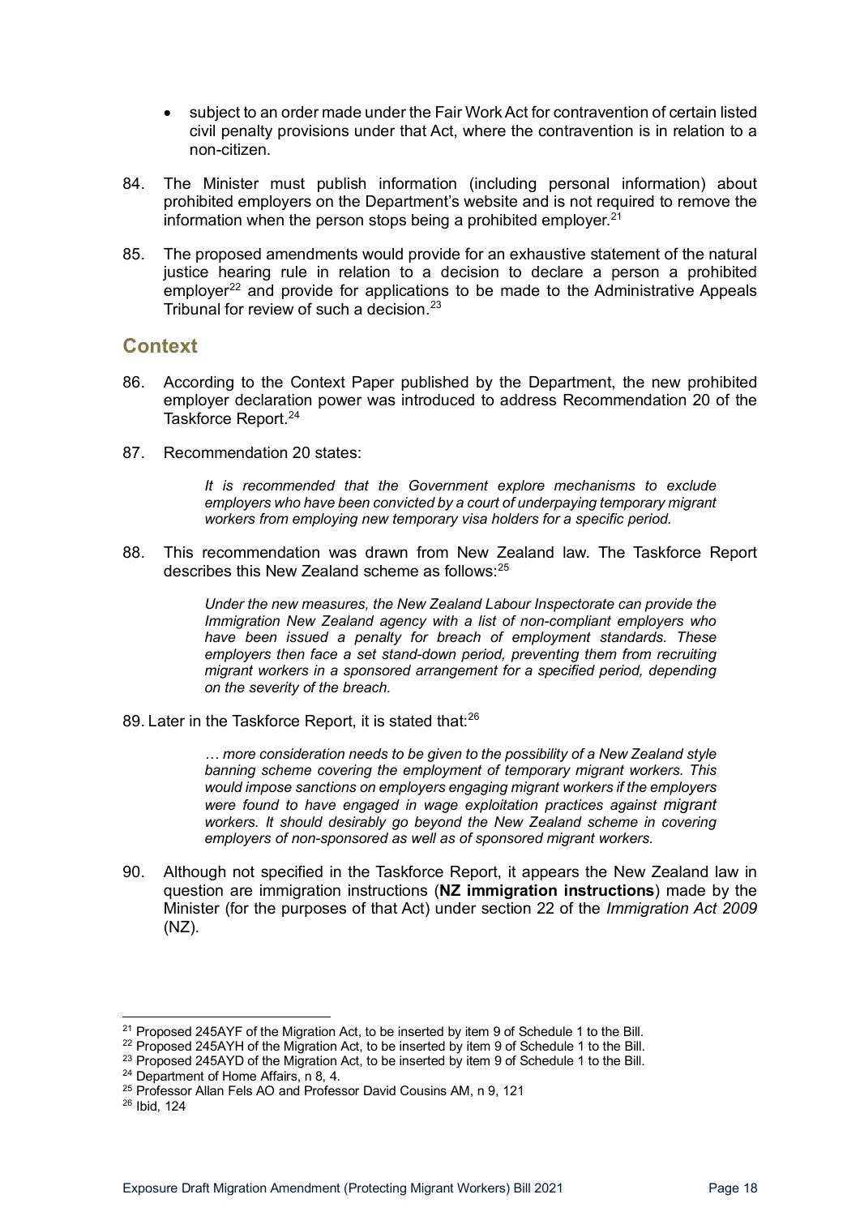- subject to an order made under the Fair Work Act for contravention of certain listed civil penalty provisions under that Act, where the contravention is in relation to a non-citizen.

84. The Minister must publish information (including personal information) about prohibited employers on the Department's website and is not required to remove the information when the person stops being a prohibited employer.[21]

85. The proposed amendments would provide for an exhaustive statement of the natural justice hearing rule in relation to a decision to declare a person a prohibited employer[22] and provide for applications to be made to the Administrative Appeals Tribunal for review of such a decision.[23]

## Context

86. According to the Context Paper published by the Department, the new prohibited employer declaration power was introduced to address Recommendation 20 of the Taskforce Report.[24]

87. Recommendation 20 states:

> *It is recommended that the Government explore mechanisms to exclude employers who have been convicted by a court of underpaying temporary migrant workers from employing new temporary visa holders for a specific period.*

88. This recommendation was drawn from New Zealand law. The Taskforce Report describes this New Zealand scheme as follows:[25]

> *Under the new measures, the New Zealand Labour Inspectorate can provide the Immigration New Zealand agency with a list of non-compliant employers who have been issued a penalty for breach of employment standards. These employers then face a set stand-down period, preventing them from recruiting migrant workers in a sponsored arrangement for a specified period, depending on the severity of the breach.*

89. Later in the Taskforce Report, it is stated that:[26]

> *… more consideration needs to be given to the possibility of a New Zealand style banning scheme covering the employment of temporary migrant workers. This would impose sanctions on employers engaging migrant workers if the employers were found to have engaged in wage exploitation practices against migrant workers. It should desirably go beyond the New Zealand scheme in covering employers of non-sponsored as well as of sponsored migrant workers.*

90. Although not specified in the Taskforce Report, it appears the New Zealand law in question are immigration instructions (**NZ immigration instructions**) made by the Minister (for the purposes of that Act) under section 22 of the *Immigration Act 2009* (NZ).

---

[21] Proposed 245AYF of the Migration Act, to be inserted by item 9 of Schedule 1 to the Bill.
[22] Proposed 245AYH of the Migration Act, to be inserted by item 9 of Schedule 1 to the Bill.
[23] Proposed 245AYD of the Migration Act, to be inserted by item 9 of Schedule 1 to the Bill.
[24] Department of Home Affairs, n 8, 4.
[25] Professor Allan Fels AO and Professor David Cousins AM, n 9, 121
[26] Ibid, 124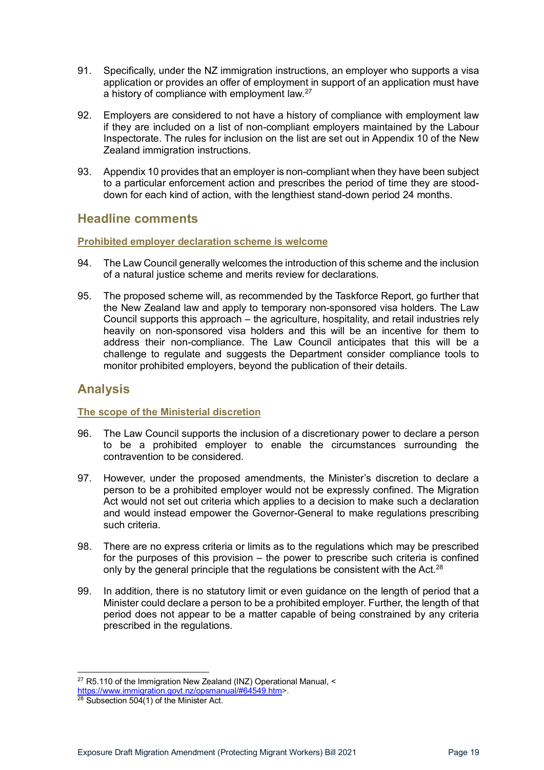91. Specifically, under the NZ immigration instructions, an employer who supports a visa application or provides an offer of employment in support of an application must have a history of compliance with employment law.[27]

92. Employers are considered to not have a history of compliance with employment law if they are included on a list of non-compliant employers maintained by the Labour Inspectorate. The rules for inclusion on the list are set out in Appendix 10 of the New Zealand immigration instructions.

93. Appendix 10 provides that an employer is non-compliant when they have been subject to a particular enforcement action and prescribes the period of time they are stood-down for each kind of action, with the lengthiest stand-down period 24 months.

## Headline comments

### Prohibited employer declaration scheme is welcome

94. The Law Council generally welcomes the introduction of this scheme and the inclusion of a natural justice scheme and merits review for declarations.

95. The proposed scheme will, as recommended by the Taskforce Report, go further that the New Zealand law and apply to temporary non-sponsored visa holders. The Law Council supports this approach – the agriculture, hospitality, and retail industries rely heavily on non-sponsored visa holders and this will be an incentive for them to address their non-compliance. The Law Council anticipates that this will be a challenge to regulate and suggests the Department consider compliance tools to monitor prohibited employers, beyond the publication of their details.

## Analysis

### The scope of the Ministerial discretion

96. The Law Council supports the inclusion of a discretionary power to declare a person to be a prohibited employer to enable the circumstances surrounding the contravention to be considered.

97. However, under the proposed amendments, the Minister's discretion to declare a person to be a prohibited employer would not be expressly confined. The Migration Act would not set out criteria which applies to a decision to make such a declaration and would instead empower the Governor-General to make regulations prescribing such criteria.

98. There are no express criteria or limits as to the regulations which may be prescribed for the purposes of this provision – the power to prescribe such criteria is confined only by the general principle that the regulations be consistent with the Act.[28]

99. In addition, there is no statutory limit or even guidance on the length of period that a Minister could declare a person to be a prohibited employer. Further, the length of that period does not appear to be a matter capable of being constrained by any criteria prescribed in the regulations.

---

[27] R5.110 of the Immigration New Zealand (INZ) Operational Manual, <https://www.immigration.govt.nz/opsmanual/#64549.htm>.

[28] Subsection 504(1) of the Minister Act.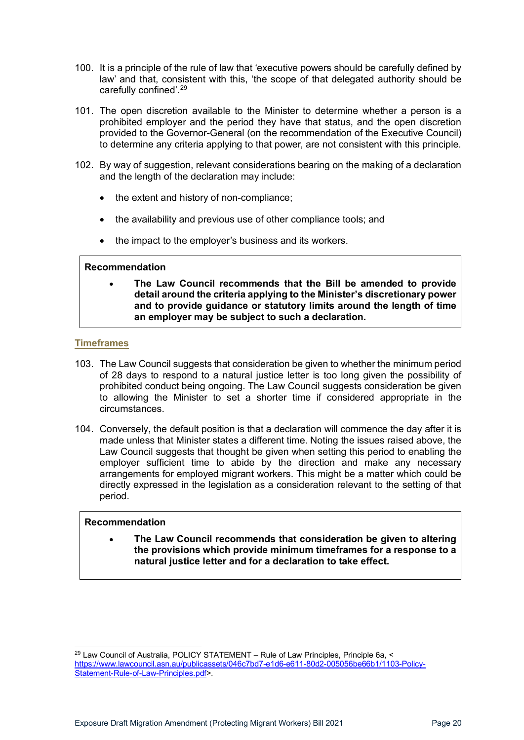100. It is a principle of the rule of law that 'executive powers should be carefully defined by law' and that, consistent with this, 'the scope of that delegated authority should be carefully confined'.[29]

101. The open discretion available to the Minister to determine whether a person is a prohibited employer and the period they have that status, and the open discretion provided to the Governor-General (on the recommendation of the Executive Council) to determine any criteria applying to that power, are not consistent with this principle.

102. By way of suggestion, relevant considerations bearing on the making of a declaration and the length of the declaration may include:

- the extent and history of non-compliance;
- the availability and previous use of other compliance tools; and
- the impact to the employer's business and its workers.

> **Recommendation**
>
> - **The Law Council recommends that the Bill be amended to provide detail around the criteria applying to the Minister's discretionary power and to provide guidance or statutory limits around the length of time an employer may be subject to such a declaration.**

### Timeframes

103. The Law Council suggests that consideration be given to whether the minimum period of 28 days to respond to a natural justice letter is too long given the possibility of prohibited conduct being ongoing. The Law Council suggests consideration be given to allowing the Minister to set a shorter time if considered appropriate in the circumstances.

104. Conversely, the default position is that a declaration will commence the day after it is made unless that Minister states a different time. Noting the issues raised above, the Law Council suggests that thought be given when setting this period to enabling the employer sufficient time to abide by the direction and make any necessary arrangements for employed migrant workers. This might be a matter which could be directly expressed in the legislation as a consideration relevant to the setting of that period.

> **Recommendation**
>
> - **The Law Council recommends that consideration be given to altering the provisions which provide minimum timeframes for a response to a natural justice letter and for a declaration to take effect.**

---

[29] Law Council of Australia, POLICY STATEMENT – Rule of Law Principles, Principle 6a, <https://www.lawcouncil.asn.au/publicassets/046c7bd7-e1d6-e611-80d2-005056be66b1/1103-Policy-Statement-Rule-of-Law-Principles.pdf>.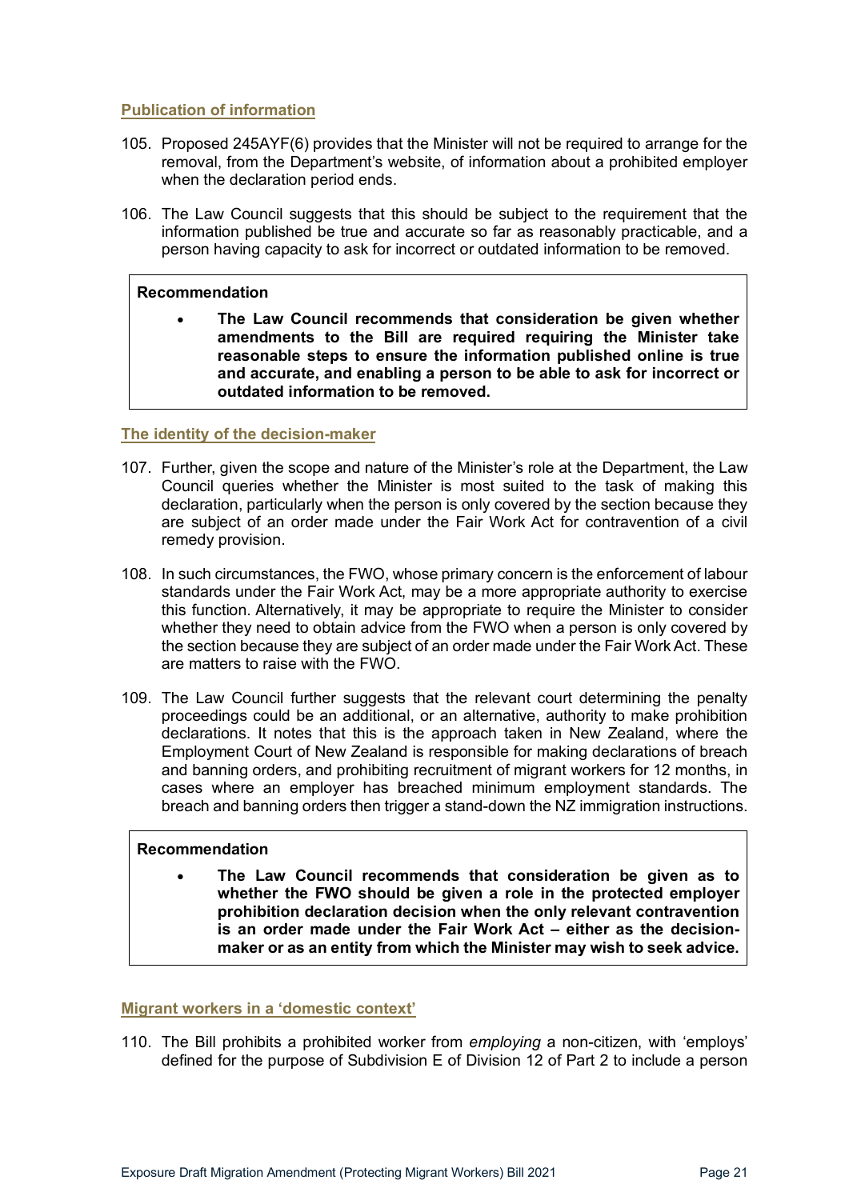### Publication of information

105. Proposed 245AYF(6) provides that the Minister will not be required to arrange for the removal, from the Department's website, of information about a prohibited employer when the declaration period ends.

106. The Law Council suggests that this should be subject to the requirement that the information published be true and accurate so far as reasonably practicable, and a person having capacity to ask for incorrect or outdated information to be removed.

> **Recommendation**
>
> - **The Law Council recommends that consideration be given whether amendments to the Bill are required requiring the Minister take reasonable steps to ensure the information published online is true and accurate, and enabling a person to be able to ask for incorrect or outdated information to be removed.**

### The identity of the decision-maker

107. Further, given the scope and nature of the Minister's role at the Department, the Law Council queries whether the Minister is most suited to the task of making this declaration, particularly when the person is only covered by the section because they are subject of an order made under the Fair Work Act for contravention of a civil remedy provision.

108. In such circumstances, the FWO, whose primary concern is the enforcement of labour standards under the Fair Work Act, may be a more appropriate authority to exercise this function. Alternatively, it may be appropriate to require the Minister to consider whether they need to obtain advice from the FWO when a person is only covered by the section because they are subject of an order made under the Fair Work Act. These are matters to raise with the FWO.

109. The Law Council further suggests that the relevant court determining the penalty proceedings could be an additional, or an alternative, authority to make prohibition declarations. It notes that this is the approach taken in New Zealand, where the Employment Court of New Zealand is responsible for making declarations of breach and banning orders, and prohibiting recruitment of migrant workers for 12 months, in cases where an employer has breached minimum employment standards. The breach and banning orders then trigger a stand-down the NZ immigration instructions.

> **Recommendation**
>
> - **The Law Council recommends that consideration be given as to whether the FWO should be given a role in the protected employer prohibition declaration decision when the only relevant contravention is an order made under the Fair Work Act – either as the decision-maker or as an entity from which the Minister may wish to seek advice.**

### Migrant workers in a 'domestic context'

110. The Bill prohibits a prohibited worker from *employing* a non-citizen, with 'employs' defined for the purpose of Subdivision E of Division 12 of Part 2 to include a person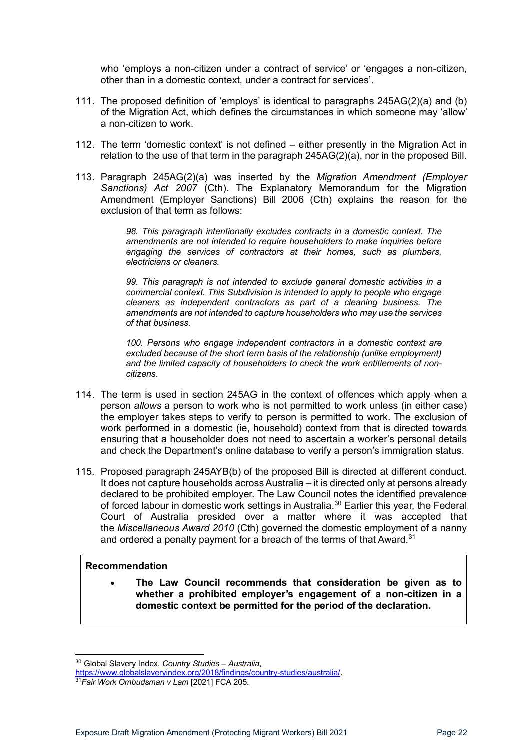who 'employs a non-citizen under a contract of service' or 'engages a non-citizen, other than in a domestic context, under a contract for services'.

111. The proposed definition of 'employs' is identical to paragraphs 245AG(2)(a) and (b) of the Migration Act, which defines the circumstances in which someone may 'allow' a non-citizen to work.

112. The term 'domestic context' is not defined – either presently in the Migration Act in relation to the use of that term in the paragraph 245AG(2)(a), nor in the proposed Bill.

113. Paragraph 245AG(2)(a) was inserted by the *Migration Amendment (Employer Sanctions) Act 2007* (Cth). The Explanatory Memorandum for the Migration Amendment (Employer Sanctions) Bill 2006 (Cth) explains the reason for the exclusion of that term as follows:

> *98. This paragraph intentionally excludes contracts in a domestic context. The amendments are not intended to require householders to make inquiries before engaging the services of contractors at their homes, such as plumbers, electricians or cleaners.*
>
> *99. This paragraph is not intended to exclude general domestic activities in a commercial context. This Subdivision is intended to apply to people who engage cleaners as independent contractors as part of a cleaning business. The amendments are not intended to capture householders who may use the services of that business.*
>
> *100. Persons who engage independent contractors in a domestic context are excluded because of the short term basis of the relationship (unlike employment) and the limited capacity of householders to check the work entitlements of non-citizens.*

114. The term is used in section 245AG in the context of offences which apply when a person *allows* a person to work who is not permitted to work unless (in either case) the employer takes steps to verify to person is permitted to work. The exclusion of work performed in a domestic (ie, household) context from that is directed towards ensuring that a householder does not need to ascertain a worker's personal details and check the Department's online database to verify a person's immigration status.

115. Proposed paragraph 245AYB(b) of the proposed Bill is directed at different conduct. It does not capture households across Australia – it is directed only at persons already declared to be prohibited employer. The Law Council notes the identified prevalence of forced labour in domestic work settings in Australia.[30] Earlier this year, the Federal Court of Australia presided over a matter where it was accepted that the *Miscellaneous Award 2010* (Cth) governed the domestic employment of a nanny and ordered a penalty payment for a breach of the terms of that Award.[31]

**Recommendation**

- **The Law Council recommends that consideration be given as to whether a prohibited employer's engagement of a non-citizen in a domestic context be permitted for the period of the declaration.**

---

[30] Global Slavery Index, *Country Studies – Australia*, https://www.globalslaveryindex.org/2018/findings/country-studies/australia/.

[31] *Fair Work Ombudsman v Lam* [2021] FCA 205.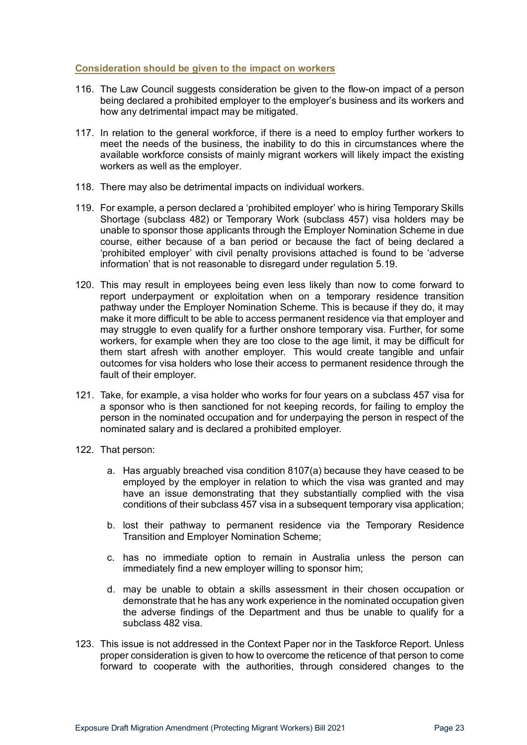### Consideration should be given to the impact on workers

116. The Law Council suggests consideration be given to the flow-on impact of a person being declared a prohibited employer to the employer's business and its workers and how any detrimental impact may be mitigated.

117. In relation to the general workforce, if there is a need to employ further workers to meet the needs of the business, the inability to do this in circumstances where the available workforce consists of mainly migrant workers will likely impact the existing workers as well as the employer.

118. There may also be detrimental impacts on individual workers.

119. For example, a person declared a 'prohibited employer' who is hiring Temporary Skills Shortage (subclass 482) or Temporary Work (subclass 457) visa holders may be unable to sponsor those applicants through the Employer Nomination Scheme in due course, either because of a ban period or because the fact of being declared a 'prohibited employer' with civil penalty provisions attached is found to be 'adverse information' that is not reasonable to disregard under regulation 5.19.

120. This may result in employees being even less likely than now to come forward to report underpayment or exploitation when on a temporary residence transition pathway under the Employer Nomination Scheme. This is because if they do, it may make it more difficult to be able to access permanent residence via that employer and may struggle to even qualify for a further onshore temporary visa. Further, for some workers, for example when they are too close to the age limit, it may be difficult for them start afresh with another employer. This would create tangible and unfair outcomes for visa holders who lose their access to permanent residence through the fault of their employer.

121. Take, for example, a visa holder who works for four years on a subclass 457 visa for a sponsor who is then sanctioned for not keeping records, for failing to employ the person in the nominated occupation and for underpaying the person in respect of the nominated salary and is declared a prohibited employer.

122. That person:

    a. Has arguably breached visa condition 8107(a) because they have ceased to be employed by the employer in relation to which the visa was granted and may have an issue demonstrating that they substantially complied with the visa conditions of their subclass 457 visa in a subsequent temporary visa application;

    b. lost their pathway to permanent residence via the Temporary Residence Transition and Employer Nomination Scheme;

    c. has no immediate option to remain in Australia unless the person can immediately find a new employer willing to sponsor him;

    d. may be unable to obtain a skills assessment in their chosen occupation or demonstrate that he has any work experience in the nominated occupation given the adverse findings of the Department and thus be unable to qualify for a subclass 482 visa.

123. This issue is not addressed in the Context Paper nor in the Taskforce Report. Unless proper consideration is given to how to overcome the reticence of that person to come forward to cooperate with the authorities, through considered changes to the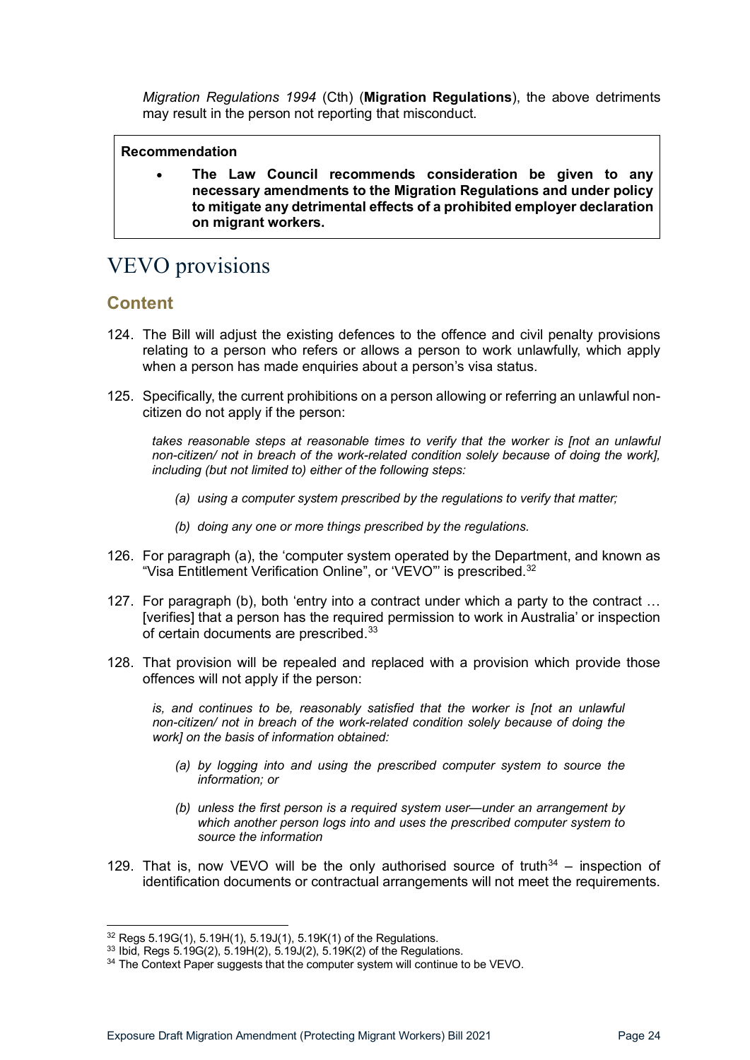*Migration Regulations 1994* (Cth) (**Migration Regulations**), the above detriments may result in the person not reporting that misconduct.

> **Recommendation**
>
> - **The Law Council recommends consideration be given to any necessary amendments to the Migration Regulations and under policy to mitigate any detrimental effects of a prohibited employer declaration on migrant workers.**

# VEVO provisions

## Content

124. The Bill will adjust the existing defences to the offence and civil penalty provisions relating to a person who refers or allows a person to work unlawfully, which apply when a person has made enquiries about a person's visa status.

125. Specifically, the current prohibitions on a person allowing or referring an unlawful non-citizen do not apply if the person:

> *takes reasonable steps at reasonable times to verify that the worker is [not an unlawful non-citizen/ not in breach of the work-related condition solely because of doing the work], including (but not limited to) either of the following steps:*
>
> *(a) using a computer system prescribed by the regulations to verify that matter;*
>
> *(b) doing any one or more things prescribed by the regulations.*

126. For paragraph (a), the 'computer system operated by the Department, and known as "Visa Entitlement Verification Online", or 'VEVO"' is prescribed.[32]

127. For paragraph (b), both 'entry into a contract under which a party to the contract … [verifies] that a person has the required permission to work in Australia' or inspection of certain documents are prescribed.[33]

128. That provision will be repealed and replaced with a provision which provide those offences will not apply if the person:

> *is, and continues to be, reasonably satisfied that the worker is [not an unlawful non-citizen/ not in breach of the work-related condition solely because of doing the work] on the basis of information obtained:*
>
> *(a) by logging into and using the prescribed computer system to source the information; or*
>
> *(b) unless the first person is a required system user—under an arrangement by which another person logs into and uses the prescribed computer system to source the information*

129. That is, now VEVO will be the only authorised source of truth[34] – inspection of identification documents or contractual arrangements will not meet the requirements.

---

[32] Regs 5.19G(1), 5.19H(1), 5.19J(1), 5.19K(1) of the Regulations.

[33] Ibid, Regs 5.19G(2), 5.19H(2), 5.19J(2), 5.19K(2) of the Regulations.

[34] The Context Paper suggests that the computer system will continue to be VEVO.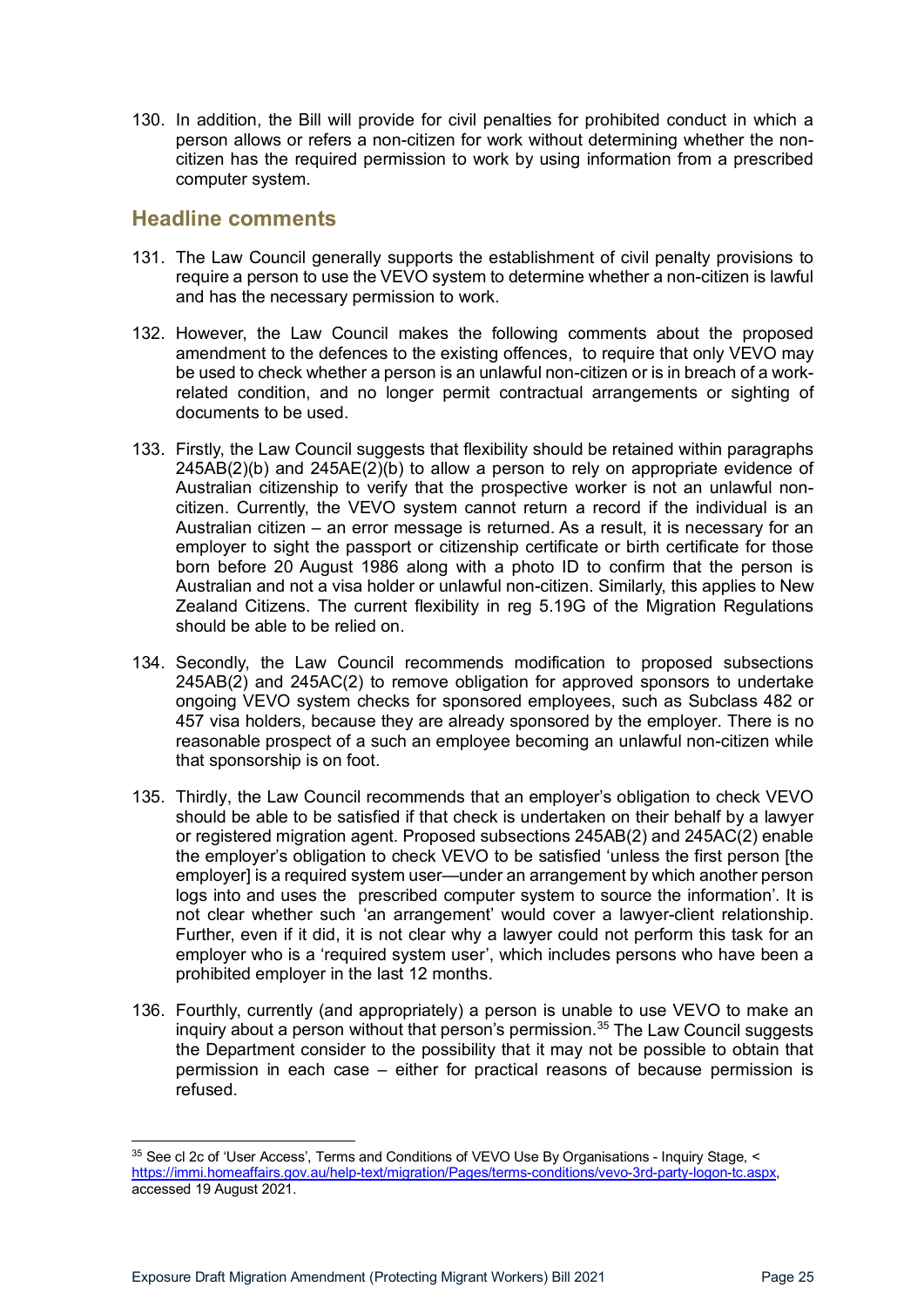130. In addition, the Bill will provide for civil penalties for prohibited conduct in which a person allows or refers a non-citizen for work without determining whether the non-citizen has the required permission to work by using information from a prescribed computer system.

## Headline comments

131. The Law Council generally supports the establishment of civil penalty provisions to require a person to use the VEVO system to determine whether a non-citizen is lawful and has the necessary permission to work.

132. However, the Law Council makes the following comments about the proposed amendment to the defences to the existing offences, to require that only VEVO may be used to check whether a person is an unlawful non-citizen or is in breach of a work-related condition, and no longer permit contractual arrangements or sighting of documents to be used.

133. Firstly, the Law Council suggests that flexibility should be retained within paragraphs 245AB(2)(b) and 245AE(2)(b) to allow a person to rely on appropriate evidence of Australian citizenship to verify that the prospective worker is not an unlawful non-citizen. Currently, the VEVO system cannot return a record if the individual is an Australian citizen – an error message is returned. As a result, it is necessary for an employer to sight the passport or citizenship certificate or birth certificate for those born before 20 August 1986 along with a photo ID to confirm that the person is Australian and not a visa holder or unlawful non-citizen. Similarly, this applies to New Zealand Citizens. The current flexibility in reg 5.19G of the Migration Regulations should be able to be relied on.

134. Secondly, the Law Council recommends modification to proposed subsections 245AB(2) and 245AC(2) to remove obligation for approved sponsors to undertake ongoing VEVO system checks for sponsored employees, such as Subclass 482 or 457 visa holders, because they are already sponsored by the employer. There is no reasonable prospect of a such an employee becoming an unlawful non-citizen while that sponsorship is on foot.

135. Thirdly, the Law Council recommends that an employer's obligation to check VEVO should be able to be satisfied if that check is undertaken on their behalf by a lawyer or registered migration agent. Proposed subsections 245AB(2) and 245AC(2) enable the employer's obligation to check VEVO to be satisfied 'unless the first person [the employer] is a required system user—under an arrangement by which another person logs into and uses the prescribed computer system to source the information'. It is not clear whether such 'an arrangement' would cover a lawyer-client relationship. Further, even if it did, it is not clear why a lawyer could not perform this task for an employer who is a 'required system user', which includes persons who have been a prohibited employer in the last 12 months.

136. Fourthly, currently (and appropriately) a person is unable to use VEVO to make an inquiry about a person without that person's permission.[35] The Law Council suggests the Department consider to the possibility that it may not be possible to obtain that permission in each case – either for practical reasons of because permission is refused.

---

[35] See cl 2c of 'User Access', Terms and Conditions of VEVO Use By Organisations - Inquiry Stage, < https://immi.homeaffairs.gov.au/help-text/migration/Pages/terms-conditions/vevo-3rd-party-logon-tc.aspx, accessed 19 August 2021.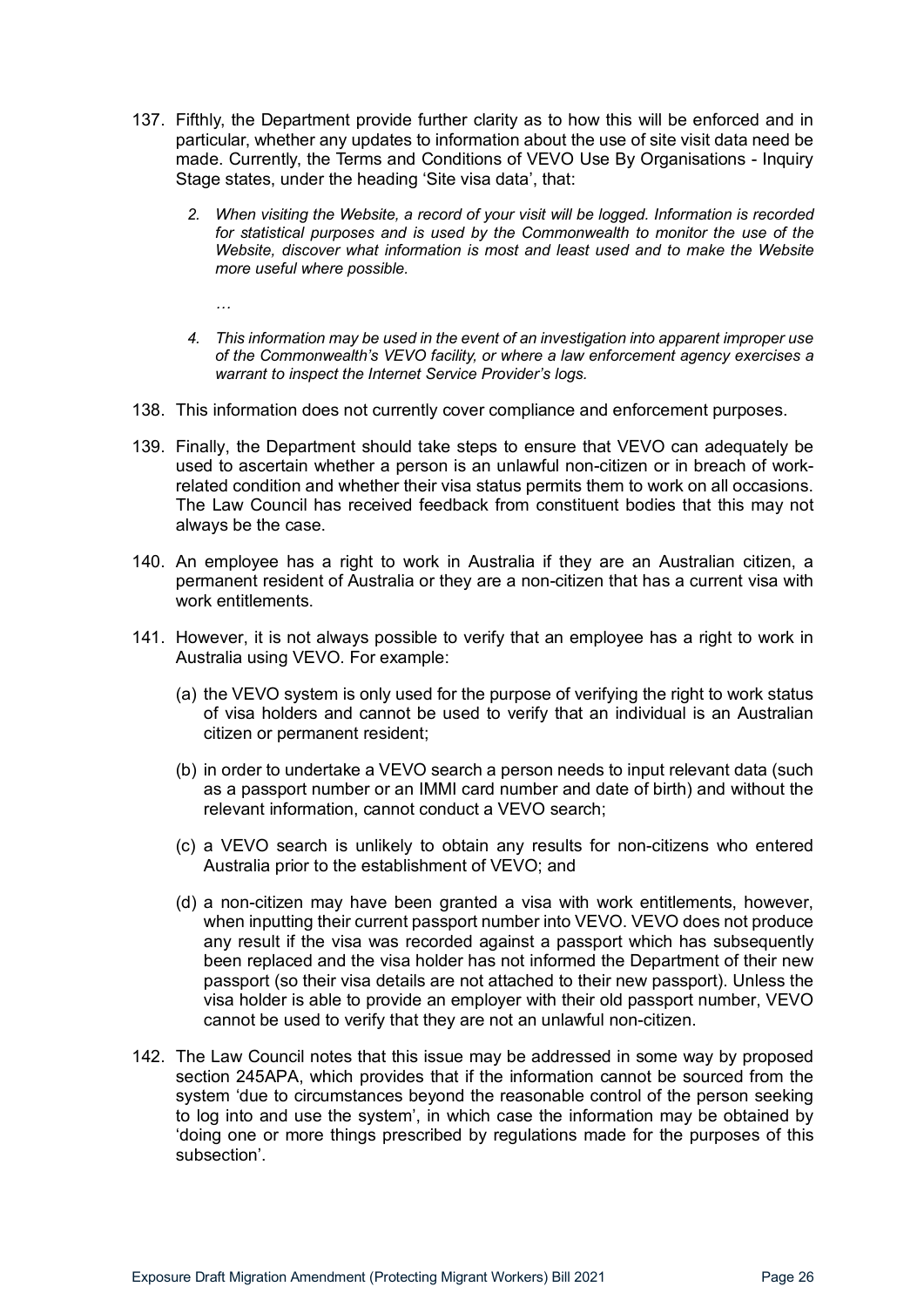137. Fifthly, the Department provide further clarity as to how this will be enforced and in particular, whether any updates to information about the use of site visit data need be made. Currently, the Terms and Conditions of VEVO Use By Organisations - Inquiry Stage states, under the heading 'Site visa data', that:

    > *2. When visiting the Website, a record of your visit will be logged. Information is recorded for statistical purposes and is used by the Commonwealth to monitor the use of the Website, discover what information is most and least used and to make the Website more useful where possible.*
    >
    > *…*
    >
    > *4. This information may be used in the event of an investigation into apparent improper use of the Commonwealth's VEVO facility, or where a law enforcement agency exercises a warrant to inspect the Internet Service Provider's logs.*

138. This information does not currently cover compliance and enforcement purposes.

139. Finally, the Department should take steps to ensure that VEVO can adequately be used to ascertain whether a person is an unlawful non-citizen or in breach of work-related condition and whether their visa status permits them to work on all occasions. The Law Council has received feedback from constituent bodies that this may not always be the case.

140. An employee has a right to work in Australia if they are an Australian citizen, a permanent resident of Australia or they are a non-citizen that has a current visa with work entitlements.

141. However, it is not always possible to verify that an employee has a right to work in Australia using VEVO. For example:

    (a) the VEVO system is only used for the purpose of verifying the right to work status of visa holders and cannot be used to verify that an individual is an Australian citizen or permanent resident;

    (b) in order to undertake a VEVO search a person needs to input relevant data (such as a passport number or an IMMI card number and date of birth) and without the relevant information, cannot conduct a VEVO search;

    (c) a VEVO search is unlikely to obtain any results for non-citizens who entered Australia prior to the establishment of VEVO; and

    (d) a non-citizen may have been granted a visa with work entitlements, however, when inputting their current passport number into VEVO. VEVO does not produce any result if the visa was recorded against a passport which has subsequently been replaced and the visa holder has not informed the Department of their new passport (so their visa details are not attached to their new passport). Unless the visa holder is able to provide an employer with their old passport number, VEVO cannot be used to verify that they are not an unlawful non-citizen.

142. The Law Council notes that this issue may be addressed in some way by proposed section 245APA, which provides that if the information cannot be sourced from the system 'due to circumstances beyond the reasonable control of the person seeking to log into and use the system', in which case the information may be obtained by 'doing one or more things prescribed by regulations made for the purposes of this subsection'.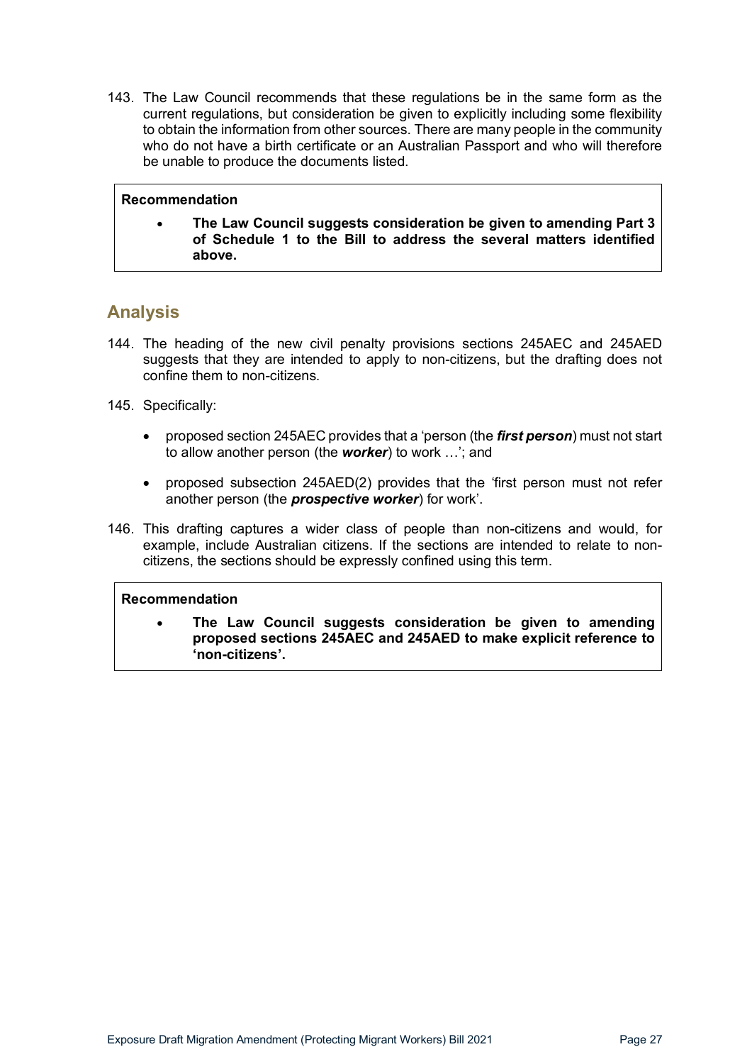143. The Law Council recommends that these regulations be in the same form as the current regulations, but consideration be given to explicitly including some flexibility to obtain the information from other sources. There are many people in the community who do not have a birth certificate or an Australian Passport and who will therefore be unable to produce the documents listed.

> **Recommendation**
>
> - **The Law Council suggests consideration be given to amending Part 3 of Schedule 1 to the Bill to address the several matters identified above.**

## Analysis

144. The heading of the new civil penalty provisions sections 245AEC and 245AED suggests that they are intended to apply to non-citizens, but the drafting does not confine them to non-citizens.

145. Specifically:

- proposed section 245AEC provides that a 'person (the ***first person***) must not start to allow another person (the ***worker***) to work …'; and
- proposed subsection 245AED(2) provides that the 'first person must not refer another person (the ***prospective worker***) for work'.

146. This drafting captures a wider class of people than non-citizens and would, for example, include Australian citizens. If the sections are intended to relate to non-citizens, the sections should be expressly confined using this term.

> **Recommendation**
>
> - **The Law Council suggests consideration be given to amending proposed sections 245AEC and 245AED to make explicit reference to 'non-citizens'.**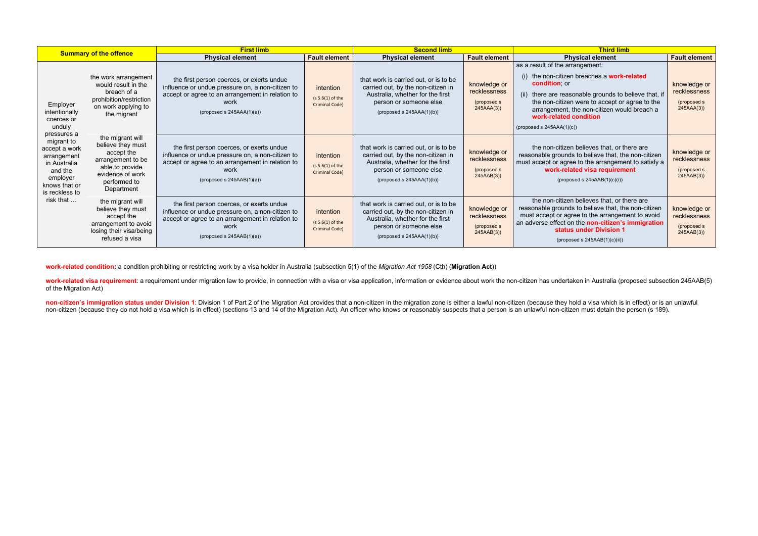| Summary of the offence | | First limb | | Second limb | | Third limb | |
|---|---|---|---|---|---|---|---|
| | | Physical element | Fault element | Physical element | Fault element | Physical element | Fault element |
| Employer intentionally coerces or unduly pressures a migrant to accept a work arrangement in Australia and the employer knows that or is reckless to risk that … | the work arrangement would result in the breach of a prohibition/restriction on work applying to the migrant | the first person coerces, or exerts undue influence or undue pressure on, a non-citizen to accept or agree to an arrangement in relation to work (proposed s 245AAA(1)(a)) | intention (s 5.6(1) of the Criminal Code) | that work is carried out, or is to be carried out, by the non-citizen in Australia, whether for the first person or someone else (proposed s 245AAA(1)(b)) | knowledge or recklessness (proposed s 245AAA(3)) | as a result of the arrangement: (i) the non-citizen breaches a **work-related condition**; or (ii) there are reasonable grounds to believe that, if the non-citizen were to accept or agree to the arrangement, the non-citizen would breach a **work-related condition** (proposed s 245AAA(1)(c)) | knowledge or recklessness (proposed s 245AAA(3)) |
| | the migrant will believe they must accept the arrangement to be able to provide evidence of work performed to Department | the first person coerces, or exerts undue influence or undue pressure on, a non-citizen to accept or agree to an arrangement in relation to work (proposed s 245AAB(1)(a)) | intention (s 5.6(1) of the Criminal Code) | that work is carried out, or is to be carried out, by the non-citizen in Australia, whether for the first person or someone else (proposed s 245AAA(1)(b)) | knowledge or recklessness (proposed s 245AAB(3)) | the non-citizen believes that, or there are reasonable grounds to believe that, the non-citizen must accept or agree to the arrangement to satisfy a **work-related visa requirement** (proposed s 245AAB(1)(c)(i)) | knowledge or recklessness (proposed s 245AAB(3)) |
| | the migrant will believe they must accept the arrangement to avoid losing their visa/being refused a visa | the first person coerces, or exerts undue influence or undue pressure on, a non-citizen to accept or agree to an arrangement in relation to work (proposed s 245AAB(1)(a)) | intention (s 5.6(1) of the Criminal Code) | that work is carried out, or is to be carried out, by the non-citizen in Australia, whether for the first person or someone else (proposed s 245AAA(1)(b)) | knowledge or recklessness (proposed s 245AAB(3)) | the non-citizen believes that, or there are reasonable grounds to believe that, the non-citizen must accept or agree to the arrangement to avoid an adverse effect on the **non-citizen's immigration status under Division 1** (proposed s 245AAB(1)(c)(ii)) | knowledge or recklessness (proposed s 245AAB(3)) |

**work-related condition:** a condition prohibiting or restricting work by a visa holder in Australia (subsection 5(1) of the *Migration Act 1958* (Cth) (**Migration Act**))

**work-related visa requirement**: a requirement under migration law to provide, in connection with a visa or visa application, information or evidence about work the non-citizen has undertaken in Australia (proposed subsection 245AAB(5) of the Migration Act)

**non-citizen's immigration status under Division 1**: Division 1 of Part 2 of the Migration Act provides that a non-citizen in the migration zone is either a lawful non-citizen (because they hold a visa which is in effect) or is an unlawful non-citizen (because they do not hold a visa which is in effect) (sections 13 and 14 of the Migration Act). An officer who knows or reasonably suspects that a person is an unlawful non-citizen must detain the person (s 189).